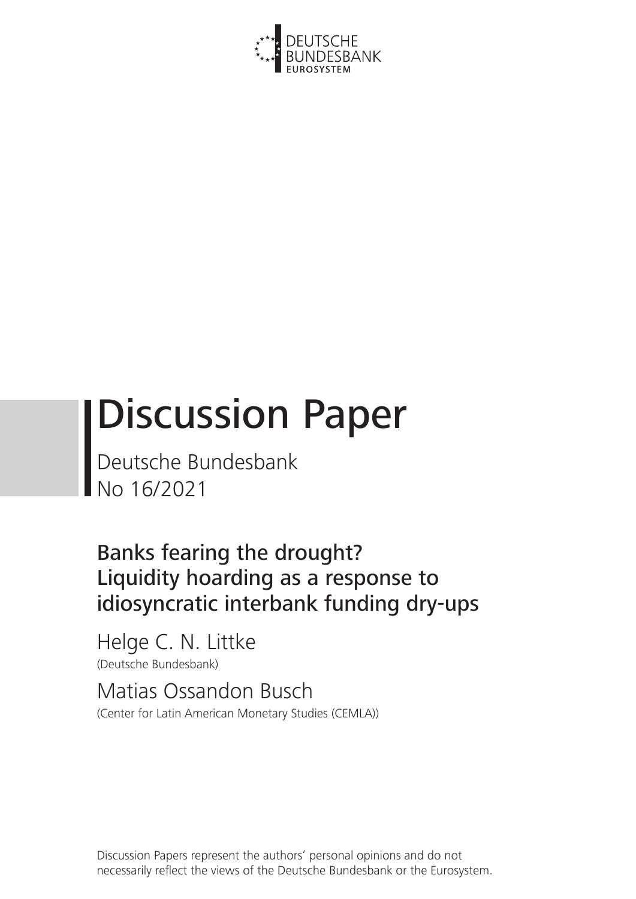DEUTSCHE BUNDESBANK
EUROSYSTEM

# Discussion Paper

Deutsche Bundesbank
No 16/2021

## Banks fearing the drought? Liquidity hoarding as a response to idiosyncratic interbank funding dry-ups

Helge C. N. Littke
(Deutsche Bundesbank)

Matias Ossandon Busch
(Center for Latin American Monetary Studies (CEMLA))

Discussion Papers represent the authors' personal opinions and do not necessarily reflect the views of the Deutsche Bundesbank or the Eurosystem.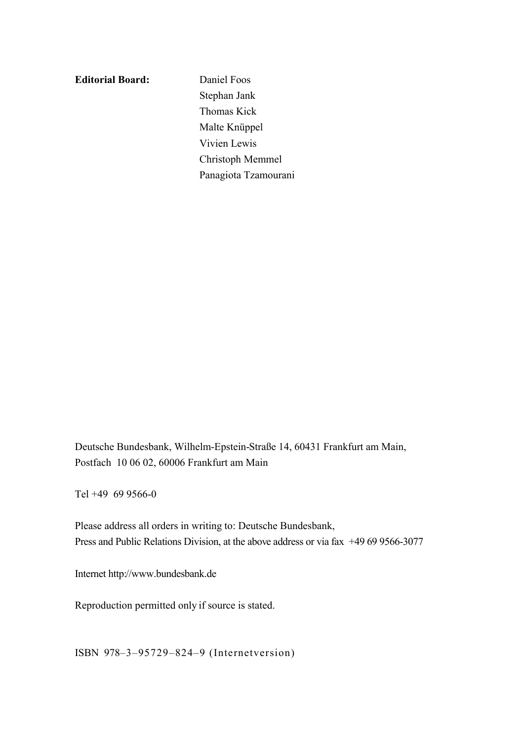**Editorial Board:** Daniel Foos
Stephan Jank
Thomas Kick
Malte Knüppel
Vivien Lewis
Christoph Memmel
Panagiota Tzamourani

Deutsche Bundesbank, Wilhelm-Epstein-Straße 14, 60431 Frankfurt am Main,
Postfach 10 06 02, 60006 Frankfurt am Main

Tel +49 69 9566-0

Please address all orders in writing to: Deutsche Bundesbank,
Press and Public Relations Division, at the above address or via fax +49 69 9566-3077

Internet http://www.bundesbank.de

Reproduction permitted only if source is stated.

ISBN 978–3–95729–824–9 (Internetversion)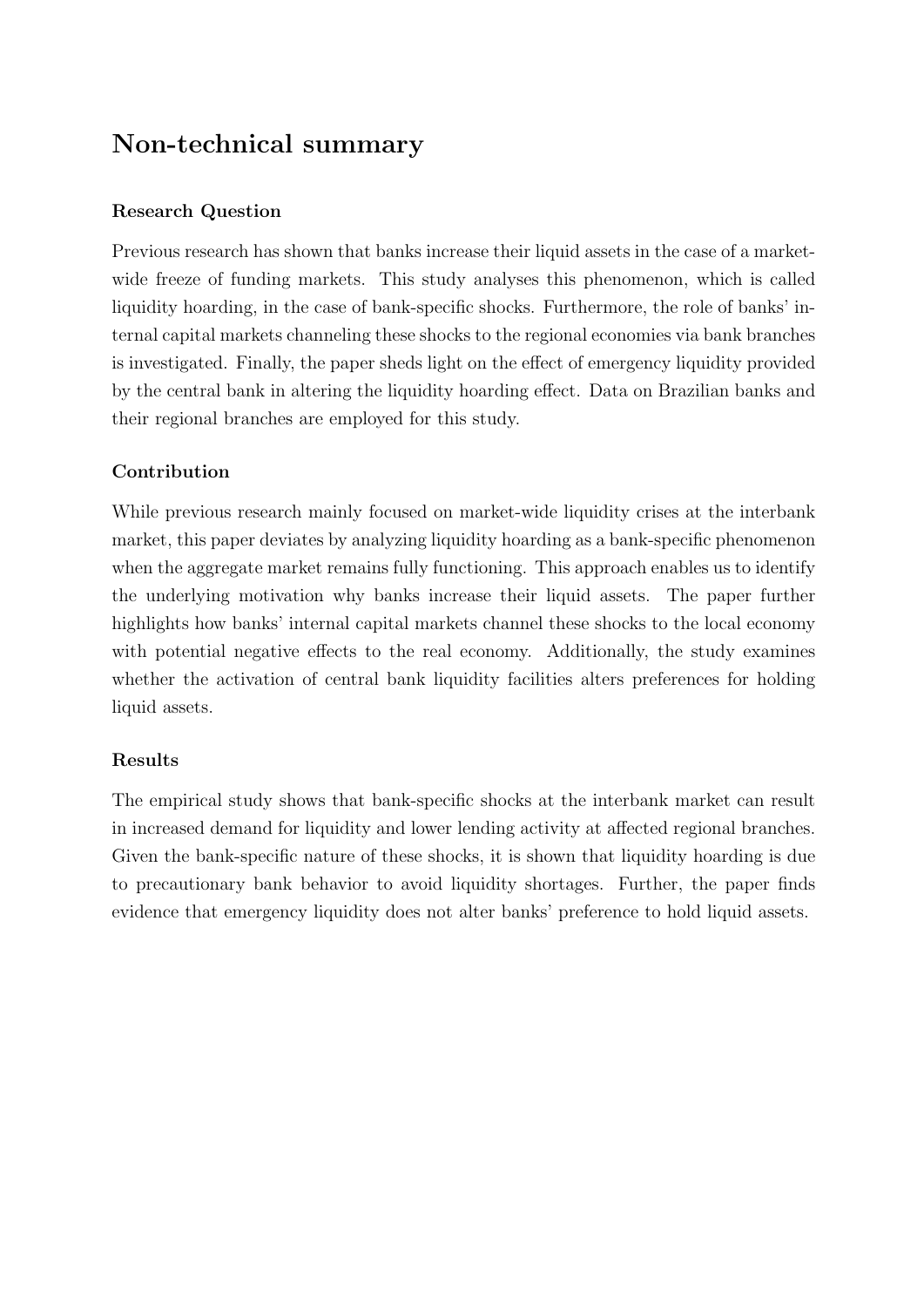# Non-technical summary

### Research Question

Previous research has shown that banks increase their liquid assets in the case of a market-wide freeze of funding markets. This study analyses this phenomenon, which is called liquidity hoarding, in the case of bank-specific shocks. Furthermore, the role of banks' internal capital markets channeling these shocks to the regional economies via bank branches is investigated. Finally, the paper sheds light on the effect of emergency liquidity provided by the central bank in altering the liquidity hoarding effect. Data on Brazilian banks and their regional branches are employed for this study.

### Contribution

While previous research mainly focused on market-wide liquidity crises at the interbank market, this paper deviates by analyzing liquidity hoarding as a bank-specific phenomenon when the aggregate market remains fully functioning. This approach enables us to identify the underlying motivation why banks increase their liquid assets. The paper further highlights how banks' internal capital markets channel these shocks to the local economy with potential negative effects to the real economy. Additionally, the study examines whether the activation of central bank liquidity facilities alters preferences for holding liquid assets.

### Results

The empirical study shows that bank-specific shocks at the interbank market can result in increased demand for liquidity and lower lending activity at affected regional branches. Given the bank-specific nature of these shocks, it is shown that liquidity hoarding is due to precautionary bank behavior to avoid liquidity shortages. Further, the paper finds evidence that emergency liquidity does not alter banks' preference to hold liquid assets.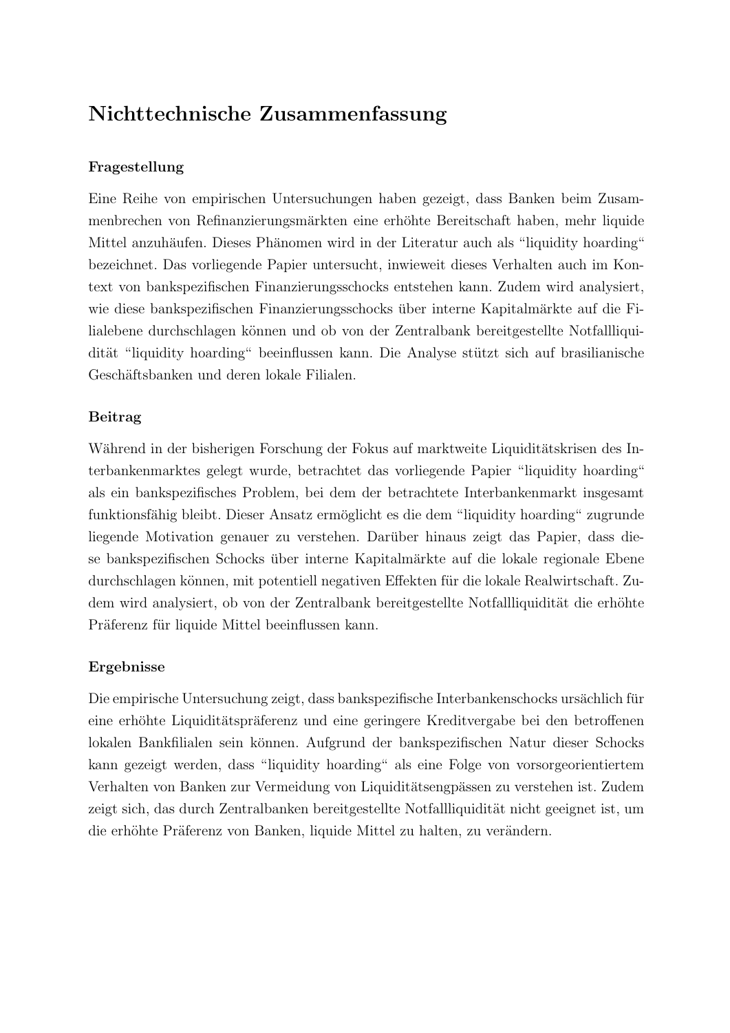# Nichttechnische Zusammenfassung

### Fragestellung

Eine Reihe von empirischen Untersuchungen haben gezeigt, dass Banken beim Zusammenbrechen von Refinanzierungsmärkten eine erhöhte Bereitschaft haben, mehr liquide Mittel anzuhäufen. Dieses Phänomen wird in der Literatur auch als "liquidity hoarding" bezeichnet. Das vorliegende Papier untersucht, inwieweit dieses Verhalten auch im Kontext von bankspezifischen Finanzierungsschocks entstehen kann. Zudem wird analysiert, wie diese bankspezifischen Finanzierungsschocks über interne Kapitalmärkte auf die Filialebene durchschlagen können und ob von der Zentralbank bereitgestellte Notfallliquidität "liquidity hoarding" beeinflussen kann. Die Analyse stützt sich auf brasilianische Geschäftsbanken und deren lokale Filialen.

### Beitrag

Während in der bisherigen Forschung der Fokus auf marktweite Liquiditätskrisen des Interbankenmarktes gelegt wurde, betrachtet das vorliegende Papier "liquidity hoarding" als ein bankspezifisches Problem, bei dem der betrachtete Interbankenmarkt insgesamt funktionsfähig bleibt. Dieser Ansatz ermöglicht es die dem "liquidity hoarding" zugrunde liegende Motivation genauer zu verstehen. Darüber hinaus zeigt das Papier, dass diese bankspezifischen Schocks über interne Kapitalmärkte auf die lokale regionale Ebene durchschlagen können, mit potentiell negativen Effekten für die lokale Realwirtschaft. Zudem wird analysiert, ob von der Zentralbank bereitgestellte Notfallliquidität die erhöhte Präferenz für liquide Mittel beeinflussen kann.

### Ergebnisse

Die empirische Untersuchung zeigt, dass bankspezifische Interbankenschocks ursächlich für eine erhöhte Liquiditätspräferenz und eine geringere Kreditvergabe bei den betroffenen lokalen Bankfilialen sein können. Aufgrund der bankspezifischen Natur dieser Schocks kann gezeigt werden, dass "liquidity hoarding" als eine Folge von vorsorgeorientiertem Verhalten von Banken zur Vermeidung von Liquiditätsengpässen zu verstehen ist. Zudem zeigt sich, das durch Zentralbanken bereitgestellte Notfallliquidität nicht geeignet ist, um die erhöhte Präferenz von Banken, liquide Mittel zu halten, zu verändern.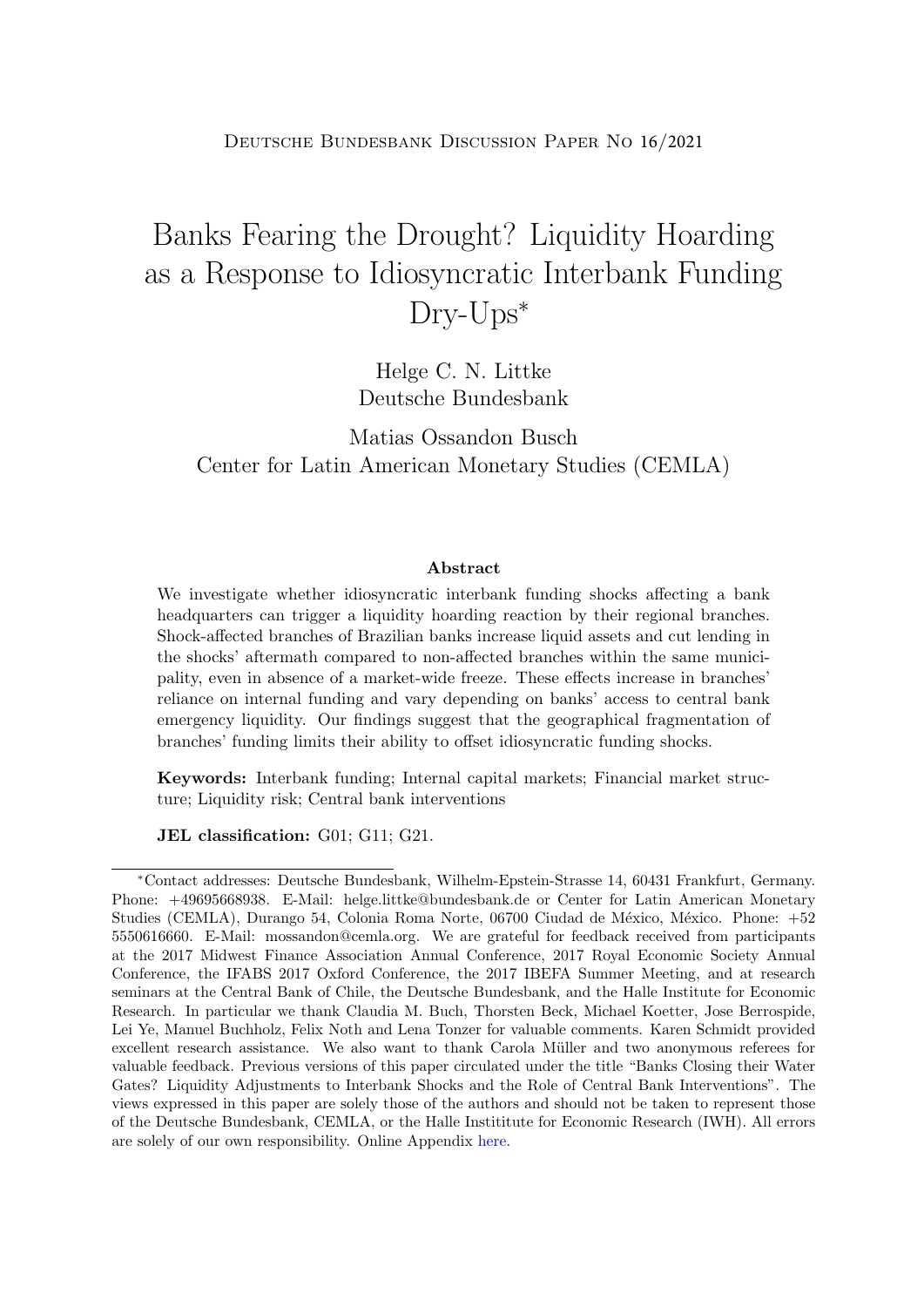Deutsche Bundesbank Discussion Paper No 16/2021

# Banks Fearing the Drought? Liquidity Hoarding as a Response to Idiosyncratic Interbank Funding Dry-Ups*

Helge C. N. Littke
Deutsche Bundesbank

Matias Ossandon Busch
Center for Latin American Monetary Studies (CEMLA)

### Abstract

We investigate whether idiosyncratic interbank funding shocks affecting a bank headquarters can trigger a liquidity hoarding reaction by their regional branches. Shock-affected branches of Brazilian banks increase liquid assets and cut lending in the shocks' aftermath compared to non-affected branches within the same municipality, even in absence of a market-wide freeze. These effects increase in branches' reliance on internal funding and vary depending on banks' access to central bank emergency liquidity. Our findings suggest that the geographical fragmentation of branches' funding limits their ability to offset idiosyncratic funding shocks.

**Keywords:** Interbank funding; Internal capital markets; Financial market structure; Liquidity risk; Central bank interventions

**JEL classification:** G01; G11; G21.

---

*Contact addresses: Deutsche Bundesbank, Wilhelm-Epstein-Strasse 14, 60431 Frankfurt, Germany. Phone: +49695668938. E-Mail: helge.littke@bundesbank.de or Center for Latin American Monetary Studies (CEMLA), Durango 54, Colonia Roma Norte, 06700 Ciudad de México, México. Phone: +52 5550616660. E-Mail: mossandon@cemla.org. We are grateful for feedback received from participants at the 2017 Midwest Finance Association Annual Conference, 2017 Royal Economic Society Annual Conference, the IFABS 2017 Oxford Conference, the 2017 IBEFA Summer Meeting, and at research seminars at the Central Bank of Chile, the Deutsche Bundesbank, and the Halle Institute for Economic Research. In particular we thank Claudia M. Buch, Thorsten Beck, Michael Koetter, Jose Berrospide, Lei Ye, Manuel Buchholz, Felix Noth and Lena Tonzer for valuable comments. Karen Schmidt provided excellent research assistance. We also want to thank Carola Müller and two anonymous referees for valuable feedback. Previous versions of this paper circulated under the title "Banks Closing their Water Gates? Liquidity Adjustments to Interbank Shocks and the Role of Central Bank Interventions". The views expressed in this paper are solely those of the authors and should not be taken to represent those of the Deutsche Bundesbank, CEMLA, or the Halle Instititute for Economic Research (IWH). All errors are solely of our own responsibility. Online Appendix here.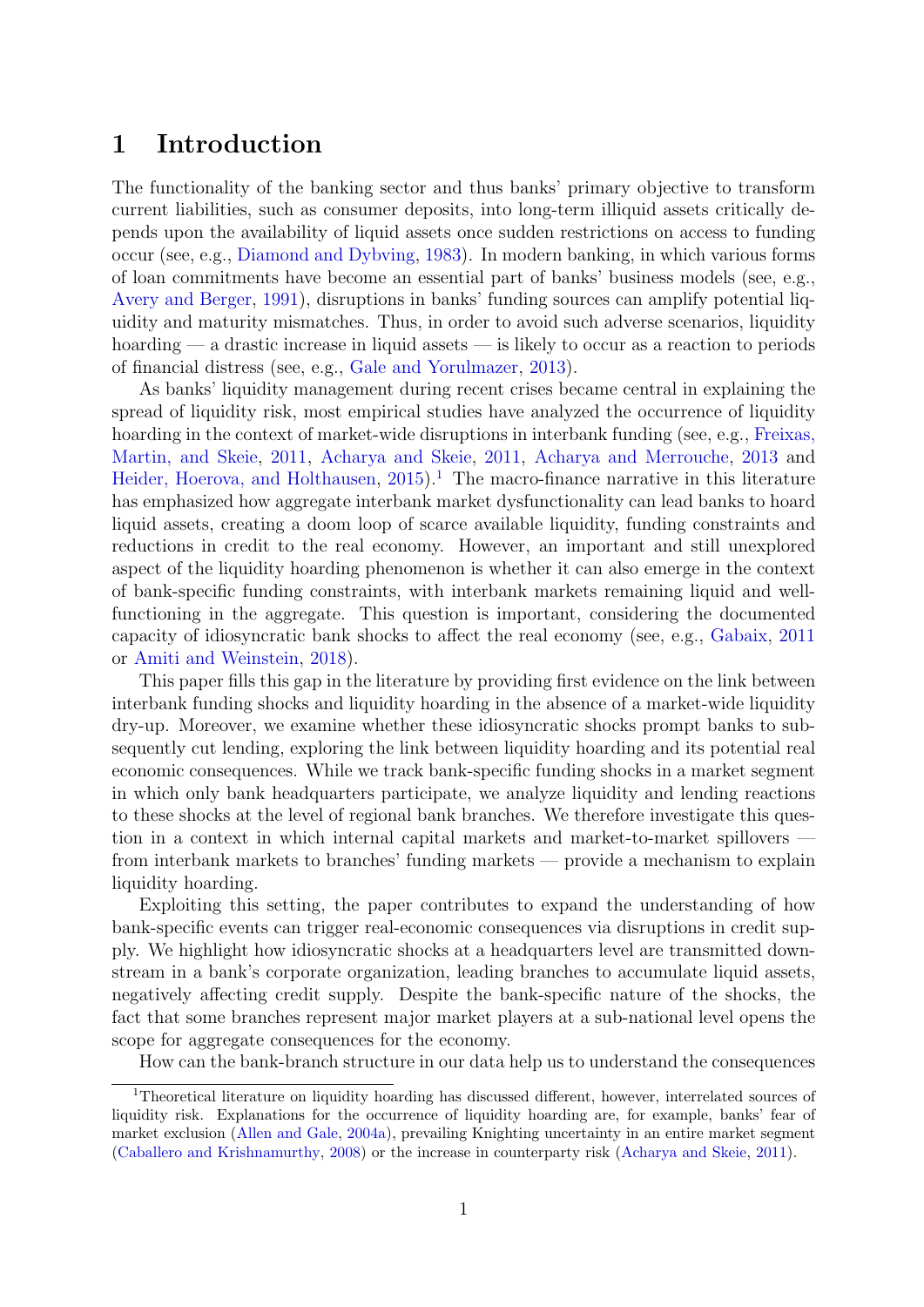# 1 Introduction

The functionality of the banking sector and thus banks' primary objective to transform current liabilities, such as consumer deposits, into long-term illiquid assets critically depends upon the availability of liquid assets once sudden restrictions on access to funding occur (see, e.g., Diamond and Dybving, 1983). In modern banking, in which various forms of loan commitments have become an essential part of banks' business models (see, e.g., Avery and Berger, 1991), disruptions in banks' funding sources can amplify potential liquidity and maturity mismatches. Thus, in order to avoid such adverse scenarios, liquidity hoarding — a drastic increase in liquid assets — is likely to occur as a reaction to periods of financial distress (see, e.g., Gale and Yorulmazer, 2013).

As banks' liquidity management during recent crises became central in explaining the spread of liquidity risk, most empirical studies have analyzed the occurrence of liquidity hoarding in the context of market-wide disruptions in interbank funding (see, e.g., Freixas, Martin, and Skeie, 2011, Acharya and Skeie, 2011, Acharya and Merrouche, 2013 and Heider, Hoerova, and Holthausen, 2015).[1] The macro-finance narrative in this literature has emphasized how aggregate interbank market dysfunctionality can lead banks to hoard liquid assets, creating a doom loop of scarce available liquidity, funding constraints and reductions in credit to the real economy. However, an important and still unexplored aspect of the liquidity hoarding phenomenon is whether it can also emerge in the context of bank-specific funding constraints, with interbank markets remaining liquid and well-functioning in the aggregate. This question is important, considering the documented capacity of idiosyncratic bank shocks to affect the real economy (see, e.g., Gabaix, 2011 or Amiti and Weinstein, 2018).

This paper fills this gap in the literature by providing first evidence on the link between interbank funding shocks and liquidity hoarding in the absence of a market-wide liquidity dry-up. Moreover, we examine whether these idiosyncratic shocks prompt banks to subsequently cut lending, exploring the link between liquidity hoarding and its potential real economic consequences. While we track bank-specific funding shocks in a market segment in which only bank headquarters participate, we analyze liquidity and lending reactions to these shocks at the level of regional bank branches. We therefore investigate this question in a context in which internal capital markets and market-to-market spillovers — from interbank markets to branches' funding markets — provide a mechanism to explain liquidity hoarding.

Exploiting this setting, the paper contributes to expand the understanding of how bank-specific events can trigger real-economic consequences via disruptions in credit supply. We highlight how idiosyncratic shocks at a headquarters level are transmitted downstream in a bank's corporate organization, leading branches to accumulate liquid assets, negatively affecting credit supply. Despite the bank-specific nature of the shocks, the fact that some branches represent major market players at a sub-national level opens the scope for aggregate consequences for the economy.

How can the bank-branch structure in our data help us to understand the consequences

[1] Theoretical literature on liquidity hoarding has discussed different, however, interrelated sources of liquidity risk. Explanations for the occurrence of liquidity hoarding are, for example, banks' fear of market exclusion (Allen and Gale, 2004a), prevailing Knighting uncertainty in an entire market segment (Caballero and Krishnamurthy, 2008) or the increase in counterparty risk (Acharya and Skeie, 2011).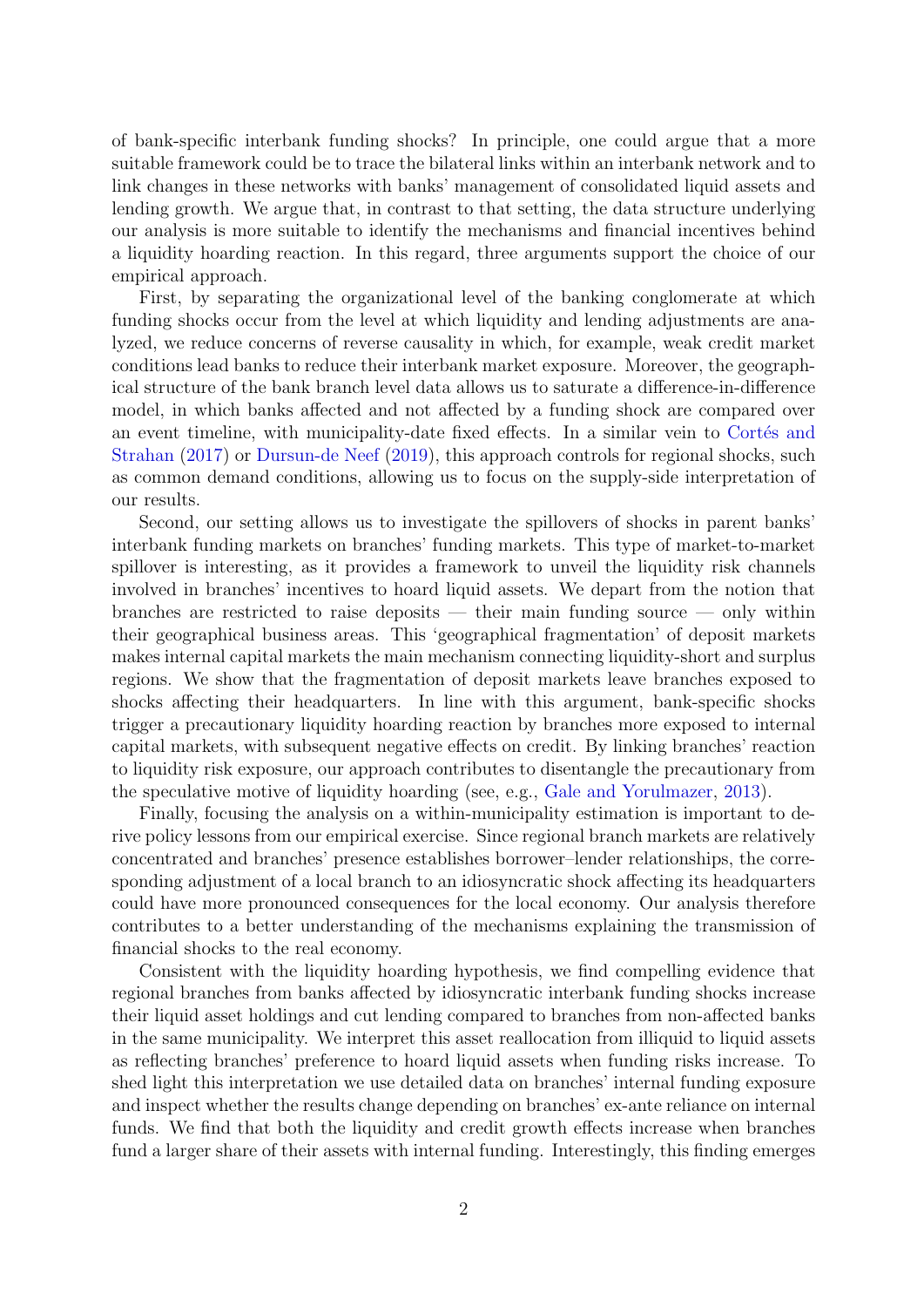of bank-specific interbank funding shocks? In principle, one could argue that a more suitable framework could be to trace the bilateral links within an interbank network and to link changes in these networks with banks' management of consolidated liquid assets and lending growth. We argue that, in contrast to that setting, the data structure underlying our analysis is more suitable to identify the mechanisms and financial incentives behind a liquidity hoarding reaction. In this regard, three arguments support the choice of our empirical approach.

First, by separating the organizational level of the banking conglomerate at which funding shocks occur from the level at which liquidity and lending adjustments are analyzed, we reduce concerns of reverse causality in which, for example, weak credit market conditions lead banks to reduce their interbank market exposure. Moreover, the geographical structure of the bank branch level data allows us to saturate a difference-in-difference model, in which banks affected and not affected by a funding shock are compared over an event timeline, with municipality-date fixed effects. In a similar vein to Cortés and Strahan (2017) or Dursun-de Neef (2019), this approach controls for regional shocks, such as common demand conditions, allowing us to focus on the supply-side interpretation of our results.

Second, our setting allows us to investigate the spillovers of shocks in parent banks' interbank funding markets on branches' funding markets. This type of market-to-market spillover is interesting, as it provides a framework to unveil the liquidity risk channels involved in branches' incentives to hoard liquid assets. We depart from the notion that branches are restricted to raise deposits — their main funding source — only within their geographical business areas. This 'geographical fragmentation' of deposit markets makes internal capital markets the main mechanism connecting liquidity-short and surplus regions. We show that the fragmentation of deposit markets leave branches exposed to shocks affecting their headquarters. In line with this argument, bank-specific shocks trigger a precautionary liquidity hoarding reaction by branches more exposed to internal capital markets, with subsequent negative effects on credit. By linking branches' reaction to liquidity risk exposure, our approach contributes to disentangle the precautionary from the speculative motive of liquidity hoarding (see, e.g., Gale and Yorulmazer, 2013).

Finally, focusing the analysis on a within-municipality estimation is important to derive policy lessons from our empirical exercise. Since regional branch markets are relatively concentrated and branches' presence establishes borrower–lender relationships, the corresponding adjustment of a local branch to an idiosyncratic shock affecting its headquarters could have more pronounced consequences for the local economy. Our analysis therefore contributes to a better understanding of the mechanisms explaining the transmission of financial shocks to the real economy.

Consistent with the liquidity hoarding hypothesis, we find compelling evidence that regional branches from banks affected by idiosyncratic interbank funding shocks increase their liquid asset holdings and cut lending compared to branches from non-affected banks in the same municipality. We interpret this asset reallocation from illiquid to liquid assets as reflecting branches' preference to hoard liquid assets when funding risks increase. To shed light this interpretation we use detailed data on branches' internal funding exposure and inspect whether the results change depending on branches' ex-ante reliance on internal funds. We find that both the liquidity and credit growth effects increase when branches fund a larger share of their assets with internal funding. Interestingly, this finding emerges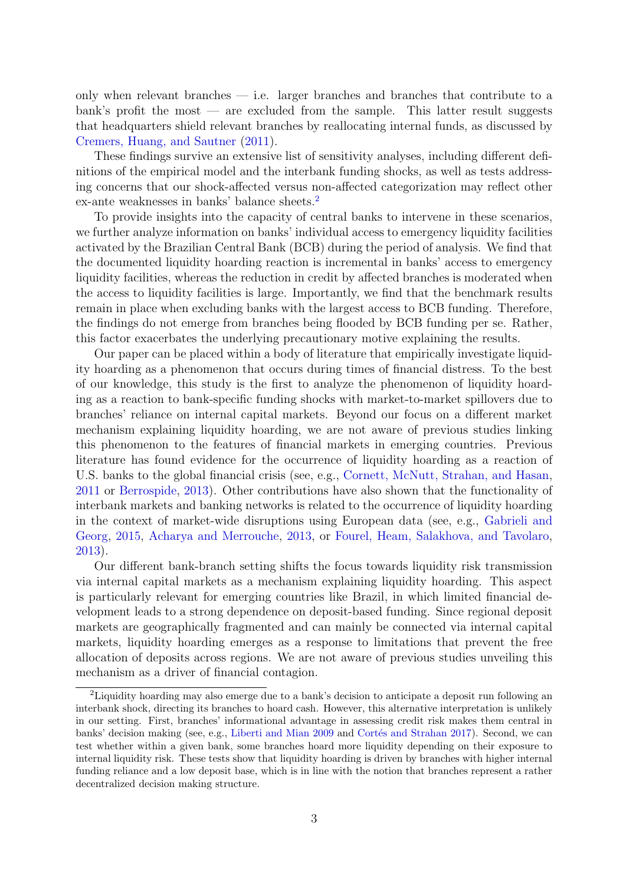only when relevant branches — i.e. larger branches and branches that contribute to a bank's profit the most — are excluded from the sample. This latter result suggests that headquarters shield relevant branches by reallocating internal funds, as discussed by Cremers, Huang, and Sautner (2011).

These findings survive an extensive list of sensitivity analyses, including different definitions of the empirical model and the interbank funding shocks, as well as tests addressing concerns that our shock-affected versus non-affected categorization may reflect other ex-ante weaknesses in banks' balance sheets.[2]

To provide insights into the capacity of central banks to intervene in these scenarios, we further analyze information on banks' individual access to emergency liquidity facilities activated by the Brazilian Central Bank (BCB) during the period of analysis. We find that the documented liquidity hoarding reaction is incremental in banks' access to emergency liquidity facilities, whereas the reduction in credit by affected branches is moderated when the access to liquidity facilities is large. Importantly, we find that the benchmark results remain in place when excluding banks with the largest access to BCB funding. Therefore, the findings do not emerge from branches being flooded by BCB funding per se. Rather, this factor exacerbates the underlying precautionary motive explaining the results.

Our paper can be placed within a body of literature that empirically investigate liquidity hoarding as a phenomenon that occurs during times of financial distress. To the best of our knowledge, this study is the first to analyze the phenomenon of liquidity hoarding as a reaction to bank-specific funding shocks with market-to-market spillovers due to branches' reliance on internal capital markets. Beyond our focus on a different market mechanism explaining liquidity hoarding, we are not aware of previous studies linking this phenomenon to the features of financial markets in emerging countries. Previous literature has found evidence for the occurrence of liquidity hoarding as a reaction of U.S. banks to the global financial crisis (see, e.g., Cornett, McNutt, Strahan, and Hasan, 2011 or Berrospide, 2013). Other contributions have also shown that the functionality of interbank markets and banking networks is related to the occurrence of liquidity hoarding in the context of market-wide disruptions using European data (see, e.g., Gabrieli and Georg, 2015, Acharya and Merrouche, 2013, or Fourel, Heam, Salakhova, and Tavolaro, 2013).

Our different bank-branch setting shifts the focus towards liquidity risk transmission via internal capital markets as a mechanism explaining liquidity hoarding. This aspect is particularly relevant for emerging countries like Brazil, in which limited financial development leads to a strong dependence on deposit-based funding. Since regional deposit markets are geographically fragmented and can mainly be connected via internal capital markets, liquidity hoarding emerges as a response to limitations that prevent the free allocation of deposits across regions. We are not aware of previous studies unveiling this mechanism as a driver of financial contagion.

[2] Liquidity hoarding may also emerge due to a bank's decision to anticipate a deposit run following an interbank shock, directing its branches to hoard cash. However, this alternative interpretation is unlikely in our setting. First, branches' informational advantage in assessing credit risk makes them central in banks' decision making (see, e.g., Liberti and Mian 2009 and Cortés and Strahan 2017). Second, we can test whether within a given bank, some branches hoard more liquidity depending on their exposure to internal liquidity risk. These tests show that liquidity hoarding is driven by branches with higher internal funding reliance and a low deposit base, which is in line with the notion that branches represent a rather decentralized decision making structure.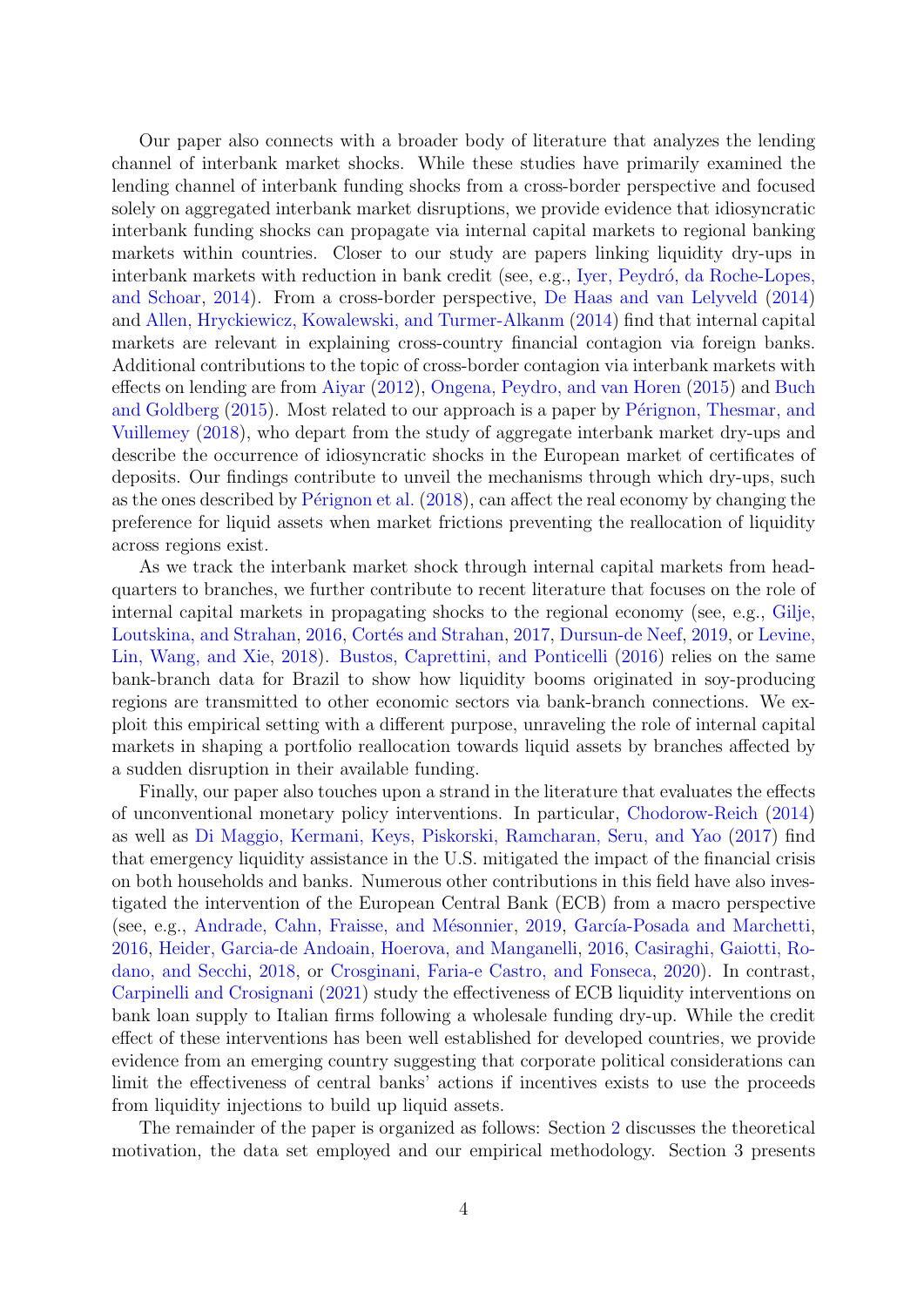Our paper also connects with a broader body of literature that analyzes the lending channel of interbank market shocks. While these studies have primarily examined the lending channel of interbank funding shocks from a cross-border perspective and focused solely on aggregated interbank market disruptions, we provide evidence that idiosyncratic interbank funding shocks can propagate via internal capital markets to regional banking markets within countries. Closer to our study are papers linking liquidity dry-ups in interbank markets with reduction in bank credit (see, e.g., Iyer, Peydró, da Roche-Lopes, and Schoar, 2014). From a cross-border perspective, De Haas and van Lelyveld (2014) and Allen, Hryckiewicz, Kowalewski, and Turmer-Alkanm (2014) find that internal capital markets are relevant in explaining cross-country financial contagion via foreign banks. Additional contributions to the topic of cross-border contagion via interbank markets with effects on lending are from Aiyar (2012), Ongena, Peydro, and van Horen (2015) and Buch and Goldberg (2015). Most related to our approach is a paper by Pérignon, Thesmar, and Vuillemey (2018), who depart from the study of aggregate interbank market dry-ups and describe the occurrence of idiosyncratic shocks in the European market of certificates of deposits. Our findings contribute to unveil the mechanisms through which dry-ups, such as the ones described by Pérignon et al. (2018), can affect the real economy by changing the preference for liquid assets when market frictions preventing the reallocation of liquidity across regions exist.

As we track the interbank market shock through internal capital markets from headquarters to branches, we further contribute to recent literature that focuses on the role of internal capital markets in propagating shocks to the regional economy (see, e.g., Gilje, Loutskina, and Strahan, 2016, Cortés and Strahan, 2017, Dursun-de Neef, 2019, or Levine, Lin, Wang, and Xie, 2018). Bustos, Caprettini, and Ponticelli (2016) relies on the same bank-branch data for Brazil to show how liquidity booms originated in soy-producing regions are transmitted to other economic sectors via bank-branch connections. We exploit this empirical setting with a different purpose, unraveling the role of internal capital markets in shaping a portfolio reallocation towards liquid assets by branches affected by a sudden disruption in their available funding.

Finally, our paper also touches upon a strand in the literature that evaluates the effects of unconventional monetary policy interventions. In particular, Chodorow-Reich (2014) as well as Di Maggio, Kermani, Keys, Piskorski, Ramcharan, Seru, and Yao (2017) find that emergency liquidity assistance in the U.S. mitigated the impact of the financial crisis on both households and banks. Numerous other contributions in this field have also investigated the intervention of the European Central Bank (ECB) from a macro perspective (see, e.g., Andrade, Cahn, Fraisse, and Mésonnier, 2019, García-Posada and Marchetti, 2016, Heider, Garcia-de Andoain, Hoerova, and Manganelli, 2016, Casiraghi, Gaiotti, Rodano, and Secchi, 2018, or Crosignani, Faria-e Castro, and Fonseca, 2020). In contrast, Carpinelli and Crosignani (2021) study the effectiveness of ECB liquidity interventions on bank loan supply to Italian firms following a wholesale funding dry-up. While the credit effect of these interventions has been well established for developed countries, we provide evidence from an emerging country suggesting that corporate political considerations can limit the effectiveness of central banks' actions if incentives exists to use the proceeds from liquidity injections to build up liquid assets.

The remainder of the paper is organized as follows: Section 2 discusses the theoretical motivation, the data set employed and our empirical methodology. Section 3 presents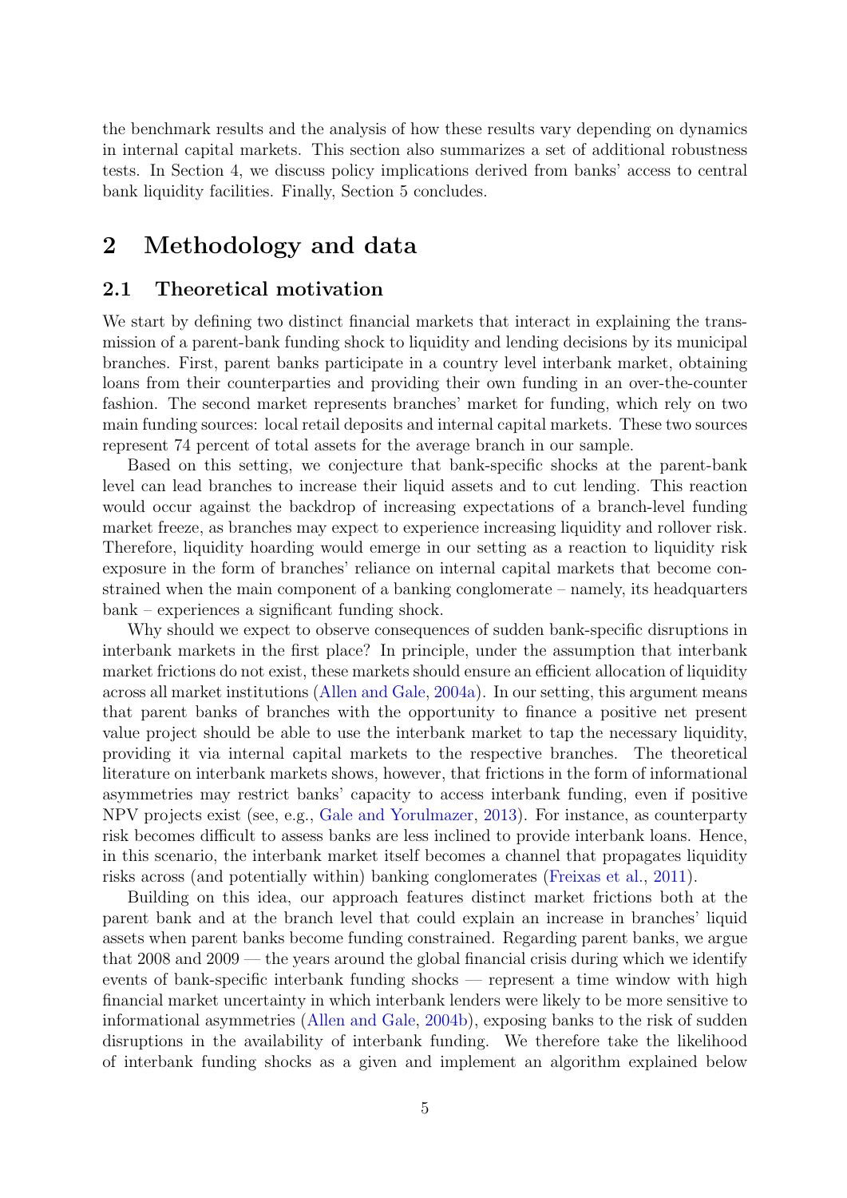the benchmark results and the analysis of how these results vary depending on dynamics in internal capital markets. This section also summarizes a set of additional robustness tests. In Section 4, we discuss policy implications derived from banks' access to central bank liquidity facilities. Finally, Section 5 concludes.

## 2 Methodology and data

### 2.1 Theoretical motivation

We start by defining two distinct financial markets that interact in explaining the transmission of a parent-bank funding shock to liquidity and lending decisions by its municipal branches. First, parent banks participate in a country level interbank market, obtaining loans from their counterparties and providing their own funding in an over-the-counter fashion. The second market represents branches' market for funding, which rely on two main funding sources: local retail deposits and internal capital markets. These two sources represent 74 percent of total assets for the average branch in our sample.

Based on this setting, we conjecture that bank-specific shocks at the parent-bank level can lead branches to increase their liquid assets and to cut lending. This reaction would occur against the backdrop of increasing expectations of a branch-level funding market freeze, as branches may expect to experience increasing liquidity and rollover risk. Therefore, liquidity hoarding would emerge in our setting as a reaction to liquidity risk exposure in the form of branches' reliance on internal capital markets that become constrained when the main component of a banking conglomerate – namely, its headquarters bank – experiences a significant funding shock.

Why should we expect to observe consequences of sudden bank-specific disruptions in interbank markets in the first place? In principle, under the assumption that interbank market frictions do not exist, these markets should ensure an efficient allocation of liquidity across all market institutions (Allen and Gale, 2004a). In our setting, this argument means that parent banks of branches with the opportunity to finance a positive net present value project should be able to use the interbank market to tap the necessary liquidity, providing it via internal capital markets to the respective branches. The theoretical literature on interbank markets shows, however, that frictions in the form of informational asymmetries may restrict banks' capacity to access interbank funding, even if positive NPV projects exist (see, e.g., Gale and Yorulmazer, 2013). For instance, as counterparty risk becomes difficult to assess banks are less inclined to provide interbank loans. Hence, in this scenario, the interbank market itself becomes a channel that propagates liquidity risks across (and potentially within) banking conglomerates (Freixas et al., 2011).

Building on this idea, our approach features distinct market frictions both at the parent bank and at the branch level that could explain an increase in branches' liquid assets when parent banks become funding constrained. Regarding parent banks, we argue that 2008 and 2009 — the years around the global financial crisis during which we identify events of bank-specific interbank funding shocks — represent a time window with high financial market uncertainty in which interbank lenders were likely to be more sensitive to informational asymmetries (Allen and Gale, 2004b), exposing banks to the risk of sudden disruptions in the availability of interbank funding. We therefore take the likelihood of interbank funding shocks as a given and implement an algorithm explained below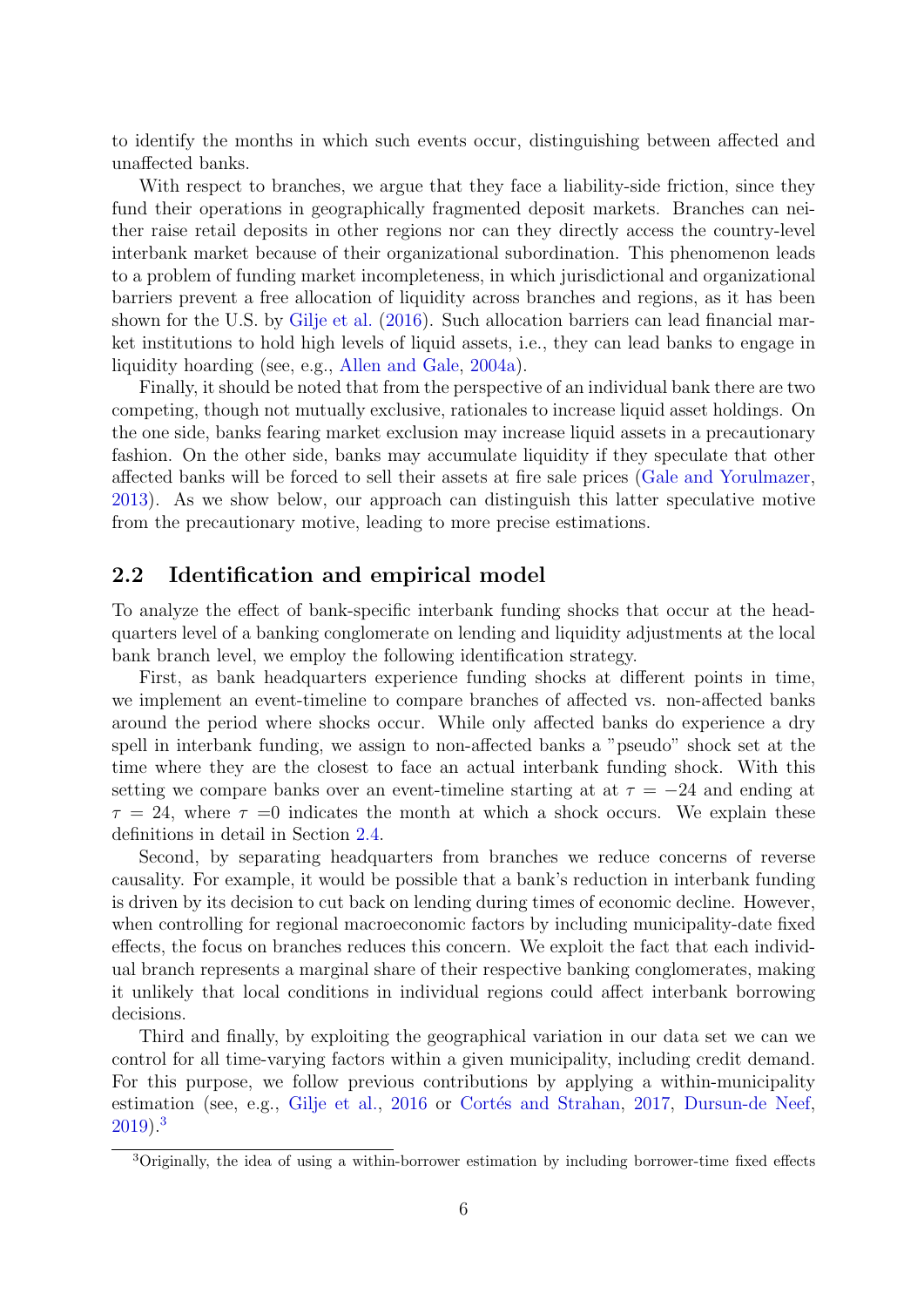to identify the months in which such events occur, distinguishing between affected and unaffected banks.

With respect to branches, we argue that they face a liability-side friction, since they fund their operations in geographically fragmented deposit markets. Branches can neither raise retail deposits in other regions nor can they directly access the country-level interbank market because of their organizational subordination. This phenomenon leads to a problem of funding market incompleteness, in which jurisdictional and organizational barriers prevent a free allocation of liquidity across branches and regions, as it has been shown for the U.S. by Gilje et al. (2016). Such allocation barriers can lead financial market institutions to hold high levels of liquid assets, i.e., they can lead banks to engage in liquidity hoarding (see, e.g., Allen and Gale, 2004a).

Finally, it should be noted that from the perspective of an individual bank there are two competing, though not mutually exclusive, rationales to increase liquid asset holdings. On the one side, banks fearing market exclusion may increase liquid assets in a precautionary fashion. On the other side, banks may accumulate liquidity if they speculate that other affected banks will be forced to sell their assets at fire sale prices (Gale and Yorulmazer, 2013). As we show below, our approach can distinguish this latter speculative motive from the precautionary motive, leading to more precise estimations.

## 2.2 Identification and empirical model

To analyze the effect of bank-specific interbank funding shocks that occur at the headquarters level of a banking conglomerate on lending and liquidity adjustments at the local bank branch level, we employ the following identification strategy.

First, as bank headquarters experience funding shocks at different points in time, we implement an event-timeline to compare branches of affected vs. non-affected banks around the period where shocks occur. While only affected banks do experience a dry spell in interbank funding, we assign to non-affected banks a "pseudo" shock set at the time where they are the closest to face an actual interbank funding shock. With this setting we compare banks over an event-timeline starting at at $\tau = -24$ and ending at $\tau = 24$, where $\tau = 0$ indicates the month at which a shock occurs. We explain these definitions in detail in Section 2.4.

Second, by separating headquarters from branches we reduce concerns of reverse causality. For example, it would be possible that a bank's reduction in interbank funding is driven by its decision to cut back on lending during times of economic decline. However, when controlling for regional macroeconomic factors by including municipality-date fixed effects, the focus on branches reduces this concern. We exploit the fact that each individual branch represents a marginal share of their respective banking conglomerates, making it unlikely that local conditions in individual regions could affect interbank borrowing decisions.

Third and finally, by exploiting the geographical variation in our data set we can we control for all time-varying factors within a given municipality, including credit demand. For this purpose, we follow previous contributions by applying a within-municipality estimation (see, e.g., Gilje et al., 2016 or Cortés and Strahan, 2017, Dursun-de Neef, 2019).[3]

[3] Originally, the idea of using a within-borrower estimation by including borrower-time fixed effects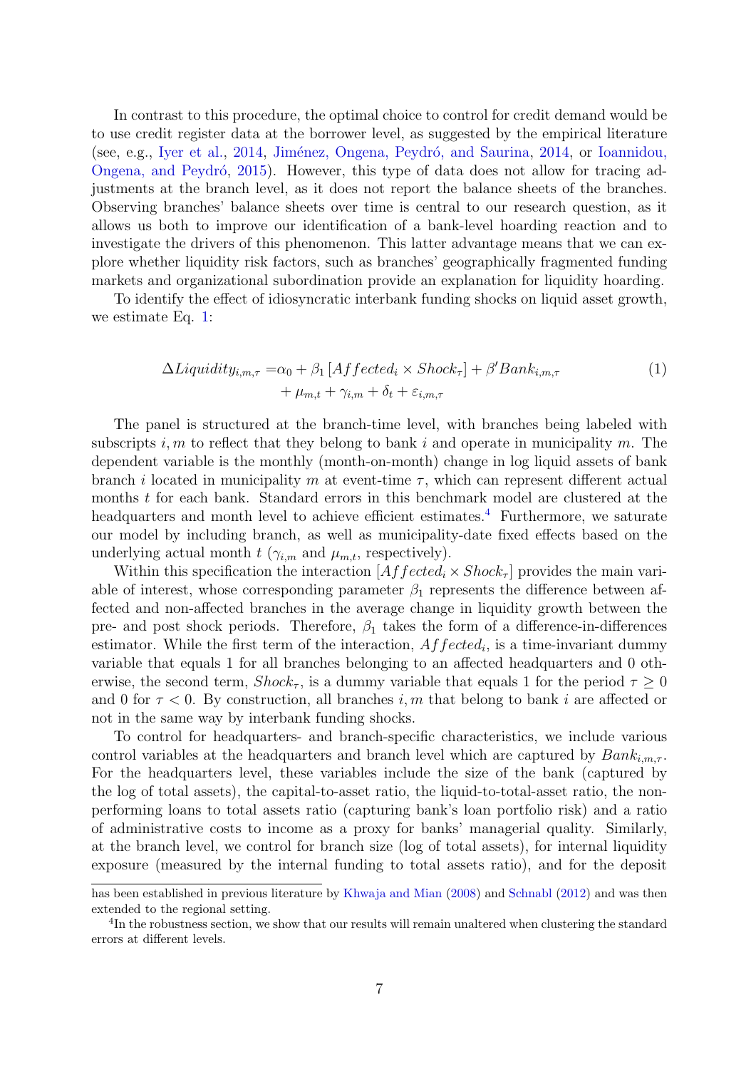In contrast to this procedure, the optimal choice to control for credit demand would be to use credit register data at the borrower level, as suggested by the empirical literature (see, e.g., Iyer et al., 2014, Jiménez, Ongena, Peydró, and Saurina, 2014, or Ioannidou, Ongena, and Peydró, 2015). However, this type of data does not allow for tracing adjustments at the branch level, as it does not report the balance sheets of the branches. Observing branches' balance sheets over time is central to our research question, as it allows us both to improve our identification of a bank-level hoarding reaction and to investigate the drivers of this phenomenon. This latter advantage means that we can explore whether liquidity risk factors, such as branches' geographically fragmented funding markets and organizational subordination provide an explanation for liquidity hoarding.

To identify the effect of idiosyncratic interbank funding shocks on liquid asset growth, we estimate Eq. 1:

$$\begin{aligned} \Delta Liquidity_{i,m,\tau} = & \alpha_0 + \beta_1 \left[ Affected_i \times Shock_\tau \right] + \beta' Bank_{i,m,\tau} \\ & + \mu_{m,t} + \gamma_{i,m} + \delta_t + \varepsilon_{i,m,\tau} \end{aligned} \tag{1}$$

The panel is structured at the branch-time level, with branches being labeled with subscripts $i, m$ to reflect that they belong to bank $i$ and operate in municipality $m$. The dependent variable is the monthly (month-on-month) change in log liquid assets of bank branch $i$ located in municipality $m$ at event-time $\tau$, which can represent different actual months $t$ for each bank. Standard errors in this benchmark model are clustered at the headquarters and month level to achieve efficient estimates.[4] Furthermore, we saturate our model by including branch, as well as municipality-date fixed effects based on the underlying actual month $t$ ($\gamma_{i,m}$ and $\mu_{m,t}$, respectively).

Within this specification the interaction $[Affected_i \times Shock_\tau]$ provides the main variable of interest, whose corresponding parameter $\beta_1$ represents the difference between affected and non-affected branches in the average change in liquidity growth between the pre- and post shock periods. Therefore, $\beta_1$ takes the form of a difference-in-differences estimator. While the first term of the interaction, $Affected_i$, is a time-invariant dummy variable that equals 1 for all branches belonging to an affected headquarters and 0 otherwise, the second term, $Shock_\tau$, is a dummy variable that equals 1 for the period $\tau \geq 0$ and 0 for $\tau < 0$. By construction, all branches $i, m$ that belong to bank $i$ are affected or not in the same way by interbank funding shocks.

To control for headquarters- and branch-specific characteristics, we include various control variables at the headquarters and branch level which are captured by $Bank_{i,m,\tau}$. For the headquarters level, these variables include the size of the bank (captured by the log of total assets), the capital-to-asset ratio, the liquid-to-total-asset ratio, the non-performing loans to total assets ratio (capturing bank's loan portfolio risk) and a ratio of administrative costs to income as a proxy for banks' managerial quality. Similarly, at the branch level, we control for branch size (log of total assets), for internal liquidity exposure (measured by the internal funding to total assets ratio), and for the deposit

has been established in previous literature by Khwaja and Mian (2008) and Schnabl (2012) and was then extended to the regional setting.

[4] In the robustness section, we show that our results will remain unaltered when clustering the standard errors at different levels.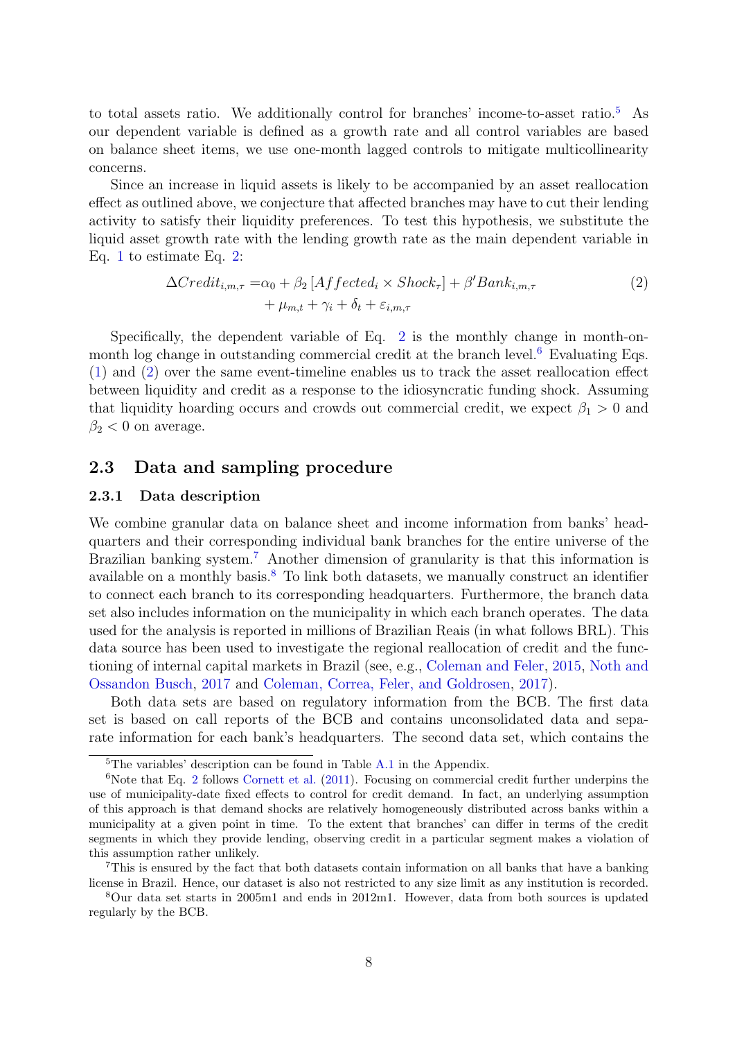to total assets ratio. We additionally control for branches' income-to-asset ratio.[5] As our dependent variable is defined as a growth rate and all control variables are based on balance sheet items, we use one-month lagged controls to mitigate multicollinearity concerns.

Since an increase in liquid assets is likely to be accompanied by an asset reallocation effect as outlined above, we conjecture that affected branches may have to cut their lending activity to satisfy their liquidity preferences. To test this hypothesis, we substitute the liquid asset growth rate with the lending growth rate as the main dependent variable in Eq. 1 to estimate Eq. 2:

$$\begin{aligned}\Delta Credit_{i,m,\tau} =& \alpha_0 + \beta_2 \left[Affected_i \times Shock_\tau\right] + \beta' Bank_{i,m,\tau} \\ &+ \mu_{m,t} + \gamma_i + \delta_t + \varepsilon_{i,m,\tau}\end{aligned} \tag{2}$$

Specifically, the dependent variable of Eq. 2 is the monthly change in month-on-month log change in outstanding commercial credit at the branch level.[6] Evaluating Eqs. (1) and (2) over the same event-timeline enables us to track the asset reallocation effect between liquidity and credit as a response to the idiosyncratic funding shock. Assuming that liquidity hoarding occurs and crowds out commercial credit, we expect $\beta_1 > 0$ and $\beta_2 < 0$ on average.

## 2.3 Data and sampling procedure

### 2.3.1 Data description

We combine granular data on balance sheet and income information from banks' headquarters and their corresponding individual bank branches for the entire universe of the Brazilian banking system.[7] Another dimension of granularity is that this information is available on a monthly basis.[8] To link both datasets, we manually construct an identifier to connect each branch to its corresponding headquarters. Furthermore, the branch data set also includes information on the municipality in which each branch operates. The data used for the analysis is reported in millions of Brazilian Reais (in what follows BRL). This data source has been used to investigate the regional reallocation of credit and the functioning of internal capital markets in Brazil (see, e.g., Coleman and Feler, 2015, Noth and Ossandon Busch, 2017 and Coleman, Correa, Feler, and Goldrosen, 2017).

Both data sets are based on regulatory information from the BCB. The first data set is based on call reports of the BCB and contains unconsolidated data and separate information for each bank's headquarters. The second data set, which contains the

[5] The variables' description can be found in Table A.1 in the Appendix.

[6] Note that Eq. 2 follows Cornett et al. (2011). Focusing on commercial credit further underpins the use of municipality-date fixed effects to control for credit demand. In fact, an underlying assumption of this approach is that demand shocks are relatively homogeneously distributed across banks within a municipality at a given point in time. To the extent that branches' can differ in terms of the credit segments in which they provide lending, observing credit in a particular segment makes a violation of this assumption rather unlikely.

[7] This is ensured by the fact that both datasets contain information on all banks that have a banking license in Brazil. Hence, our dataset is also not restricted to any size limit as any institution is recorded.

[8] Our data set starts in 2005m1 and ends in 2012m1. However, data from both sources is updated regularly by the BCB.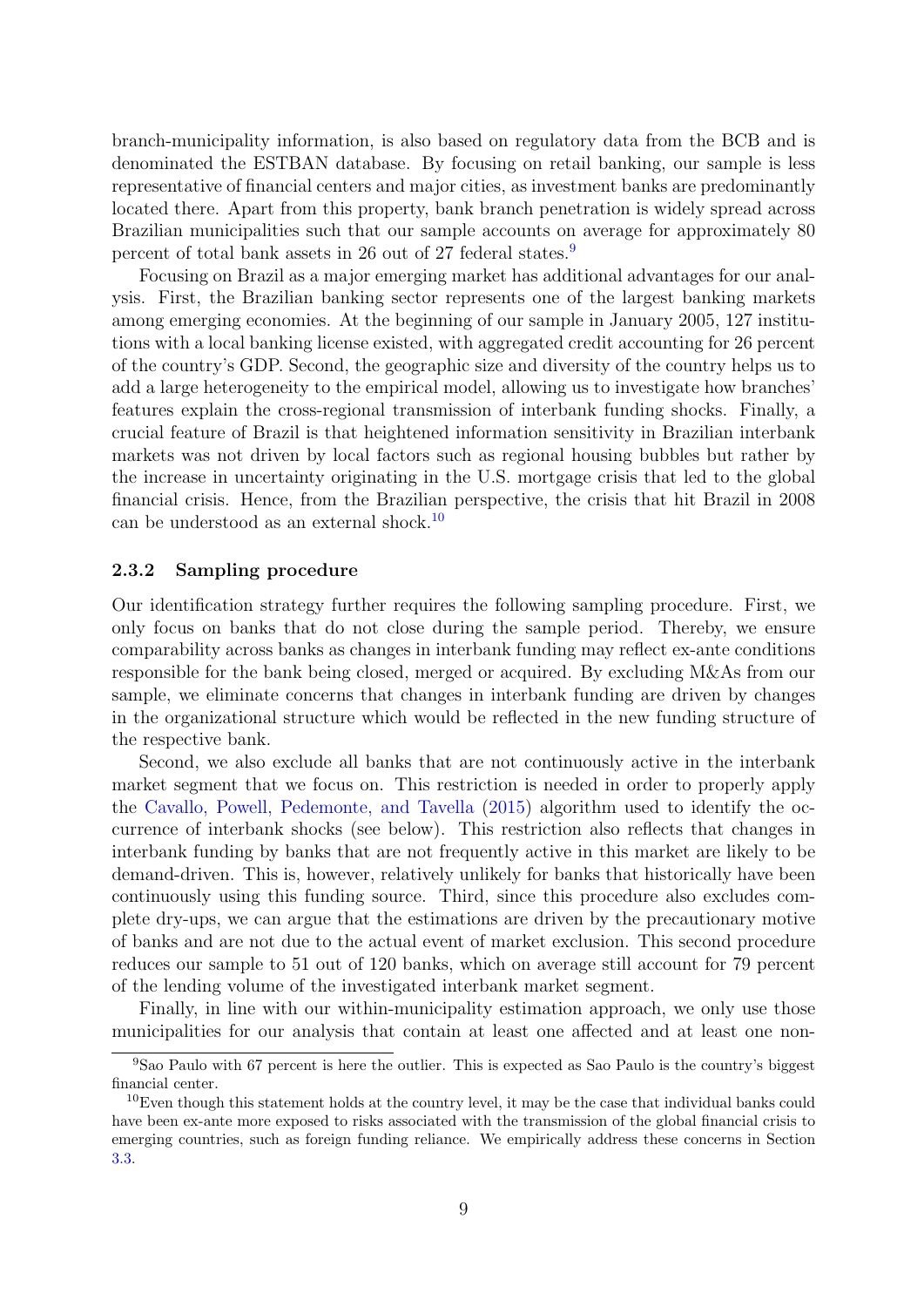branch-municipality information, is also based on regulatory data from the BCB and is denominated the ESTBAN database. By focusing on retail banking, our sample is less representative of financial centers and major cities, as investment banks are predominantly located there. Apart from this property, bank branch penetration is widely spread across Brazilian municipalities such that our sample accounts on average for approximately 80 percent of total bank assets in 26 out of 27 federal states.[9]

Focusing on Brazil as a major emerging market has additional advantages for our analysis. First, the Brazilian banking sector represents one of the largest banking markets among emerging economies. At the beginning of our sample in January 2005, 127 institutions with a local banking license existed, with aggregated credit accounting for 26 percent of the country's GDP. Second, the geographic size and diversity of the country helps us to add a large heterogeneity to the empirical model, allowing us to investigate how branches' features explain the cross-regional transmission of interbank funding shocks. Finally, a crucial feature of Brazil is that heightened information sensitivity in Brazilian interbank markets was not driven by local factors such as regional housing bubbles but rather by the increase in uncertainty originating in the U.S. mortgage crisis that led to the global financial crisis. Hence, from the Brazilian perspective, the crisis that hit Brazil in 2008 can be understood as an external shock.[10]

### 2.3.2 Sampling procedure

Our identification strategy further requires the following sampling procedure. First, we only focus on banks that do not close during the sample period. Thereby, we ensure comparability across banks as changes in interbank funding may reflect ex-ante conditions responsible for the bank being closed, merged or acquired. By excluding M&As from our sample, we eliminate concerns that changes in interbank funding are driven by changes in the organizational structure which would be reflected in the new funding structure of the respective bank.

Second, we also exclude all banks that are not continuously active in the interbank market segment that we focus on. This restriction is needed in order to properly apply the Cavallo, Powell, Pedemonte, and Tavella (2015) algorithm used to identify the occurrence of interbank shocks (see below). This restriction also reflects that changes in interbank funding by banks that are not frequently active in this market are likely to be demand-driven. This is, however, relatively unlikely for banks that historically have been continuously using this funding source. Third, since this procedure also excludes complete dry-ups, we can argue that the estimations are driven by the precautionary motive of banks and are not due to the actual event of market exclusion. This second procedure reduces our sample to 51 out of 120 banks, which on average still account for 79 percent of the lending volume of the investigated interbank market segment.

Finally, in line with our within-municipality estimation approach, we only use those municipalities for our analysis that contain at least one affected and at least one non-

[9] Sao Paulo with 67 percent is here the outlier. This is expected as Sao Paulo is the country's biggest financial center.

[10] Even though this statement holds at the country level, it may be the case that individual banks could have been ex-ante more exposed to risks associated with the transmission of the global financial crisis to emerging countries, such as foreign funding reliance. We empirically address these concerns in Section 3.3.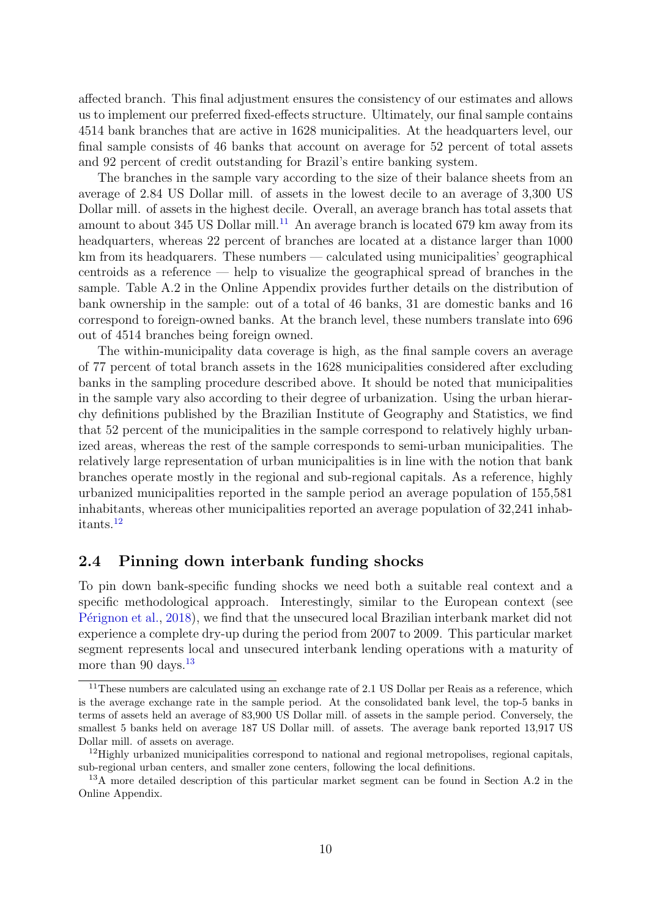affected branch. This final adjustment ensures the consistency of our estimates and allows us to implement our preferred fixed-effects structure. Ultimately, our final sample contains 4514 bank branches that are active in 1628 municipalities. At the headquarters level, our final sample consists of 46 banks that account on average for 52 percent of total assets and 92 percent of credit outstanding for Brazil's entire banking system.

The branches in the sample vary according to the size of their balance sheets from an average of 2.84 US Dollar mill. of assets in the lowest decile to an average of 3,300 US Dollar mill. of assets in the highest decile. Overall, an average branch has total assets that amount to about 345 US Dollar mill.[11] An average branch is located 679 km away from its headquarters, whereas 22 percent of branches are located at a distance larger than 1000 km from its headquarers. These numbers — calculated using municipalities' geographical centroids as a reference — help to visualize the geographical spread of branches in the sample. Table A.2 in the Online Appendix provides further details on the distribution of bank ownership in the sample: out of a total of 46 banks, 31 are domestic banks and 16 correspond to foreign-owned banks. At the branch level, these numbers translate into 696 out of 4514 branches being foreign owned.

The within-municipality data coverage is high, as the final sample covers an average of 77 percent of total branch assets in the 1628 municipalities considered after excluding banks in the sampling procedure described above. It should be noted that municipalities in the sample vary also according to their degree of urbanization. Using the urban hierarchy definitions published by the Brazilian Institute of Geography and Statistics, we find that 52 percent of the municipalities in the sample correspond to relatively highly urbanized areas, whereas the rest of the sample corresponds to semi-urban municipalities. The relatively large representation of urban municipalities is in line with the notion that bank branches operate mostly in the regional and sub-regional capitals. As a reference, highly urbanized municipalities reported in the sample period an average population of 155,581 inhabitants, whereas other municipalities reported an average population of 32,241 inhabitants.[12]

## 2.4 Pinning down interbank funding shocks

To pin down bank-specific funding shocks we need both a suitable real context and a specific methodological approach. Interestingly, similar to the European context (see Pérignon et al., 2018), we find that the unsecured local Brazilian interbank market did not experience a complete dry-up during the period from 2007 to 2009. This particular market segment represents local and unsecured interbank lending operations with a maturity of more than 90 days.[13]

---

[11] These numbers are calculated using an exchange rate of 2.1 US Dollar per Reais as a reference, which is the average exchange rate in the sample period. At the consolidated bank level, the top-5 banks in terms of assets held an average of 83,900 US Dollar mill. of assets in the sample period. Conversely, the smallest 5 banks held on average 187 US Dollar mill. of assets. The average bank reported 13,917 US Dollar mill. of assets on average.

[12] Highly urbanized municipalities correspond to national and regional metropolises, regional capitals, sub-regional urban centers, and smaller zone centers, following the local definitions.

[13] A more detailed description of this particular market segment can be found in Section A.2 in the Online Appendix.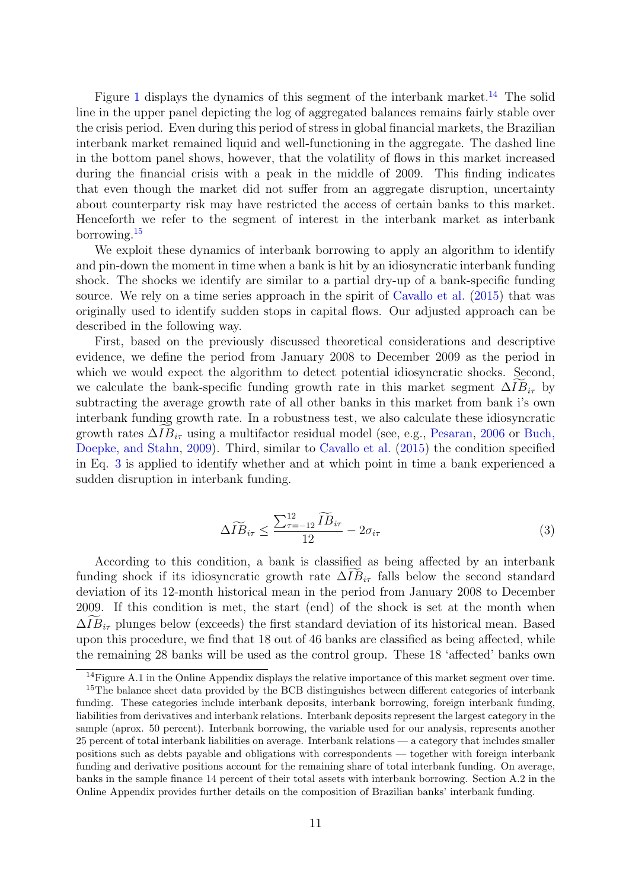Figure 1 displays the dynamics of this segment of the interbank market.[14] The solid line in the upper panel depicting the log of aggregated balances remains fairly stable over the crisis period. Even during this period of stress in global financial markets, the Brazilian interbank market remained liquid and well-functioning in the aggregate. The dashed line in the bottom panel shows, however, that the volatility of flows in this market increased during the financial crisis with a peak in the middle of 2009. This finding indicates that even though the market did not suffer from an aggregate disruption, uncertainty about counterparty risk may have restricted the access of certain banks to this market. Henceforth we refer to the segment of interest in the interbank market as interbank borrowing.[15]

We exploit these dynamics of interbank borrowing to apply an algorithm to identify and pin-down the moment in time when a bank is hit by an idiosyncratic interbank funding shock. The shocks we identify are similar to a partial dry-up of a bank-specific funding source. We rely on a time series approach in the spirit of Cavallo et al. (2015) that was originally used to identify sudden stops in capital flows. Our adjusted approach can be described in the following way.

First, based on the previously discussed theoretical considerations and descriptive evidence, we define the period from January 2008 to December 2009 as the period in which we would expect the algorithm to detect potential idiosyncratic shocks. Second, we calculate the bank-specific funding growth rate in this market segment $\Delta\widetilde{IB}_{i\tau}$ by subtracting the average growth rate of all other banks in this market from bank i's own interbank funding growth rate. In a robustness test, we also calculate these idiosyncratic growth rates $\Delta\widetilde{IB}_{i\tau}$ using a multifactor residual model (see, e.g., Pesaran, 2006 or Buch, Doepke, and Stahn, 2009). Third, similar to Cavallo et al. (2015) the condition specified in Eq. 3 is applied to identify whether and at which point in time a bank experienced a sudden disruption in interbank funding.

$$\Delta\widetilde{IB}_{i\tau} \leq \frac{\sum_{\tau=-12}^{12} \widetilde{IB}_{i\tau}}{12} - 2\sigma_{i\tau} \tag{3}$$

According to this condition, a bank is classified as being affected by an interbank funding shock if its idiosyncratic growth rate $\Delta\widetilde{IB}_{i\tau}$ falls below the second standard deviation of its 12-month historical mean in the period from January 2008 to December 2009. If this condition is met, the start (end) of the shock is set at the month when $\Delta\widetilde{IB}_{i\tau}$ plunges below (exceeds) the first standard deviation of its historical mean. Based upon this procedure, we find that 18 out of 46 banks are classified as being affected, while the remaining 28 banks will be used as the control group. These 18 'affected' banks own

[14] Figure A.1 in the Online Appendix displays the relative importance of this market segment over time.

[15] The balance sheet data provided by the BCB distinguishes between different categories of interbank funding. These categories include interbank deposits, interbank borrowing, foreign interbank funding, liabilities from derivatives and interbank relations. Interbank deposits represent the largest category in the sample (aprox. 50 percent). Interbank borrowing, the variable used for our analysis, represents another 25 percent of total interbank liabilities on average. Interbank relations — a category that includes smaller positions such as debts payable and obligations with correspondents — together with foreign interbank funding and derivative positions account for the remaining share of total interbank funding. On average, banks in the sample finance 14 percent of their total assets with interbank borrowing. Section A.2 in the Online Appendix provides further details on the composition of Brazilian banks' interbank funding.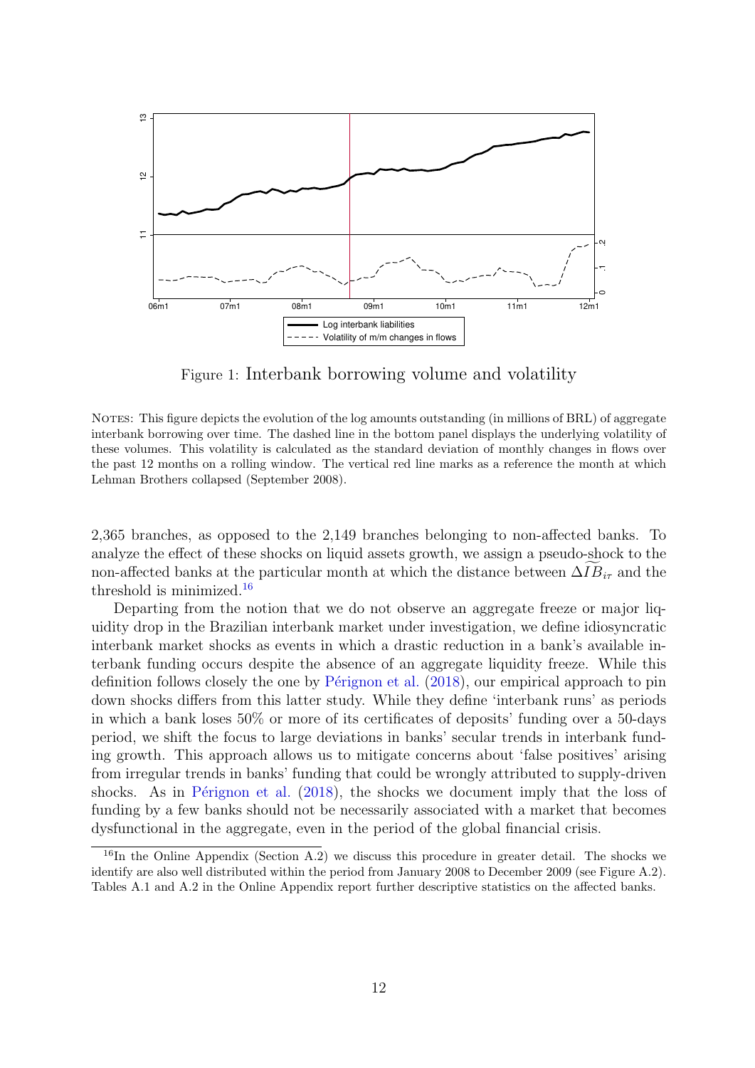Figure 1: Interbank borrowing volume and volatility

NOTES: This figure depicts the evolution of the log amounts outstanding (in millions of BRL) of aggregate interbank borrowing over time. The dashed line in the bottom panel displays the underlying volatility of these volumes. This volatility is calculated as the standard deviation of monthly changes in flows over the past 12 months on a rolling window. The vertical red line marks as a reference the month at which Lehman Brothers collapsed (September 2008).

2,365 branches, as opposed to the 2,149 branches belonging to non-affected banks. To analyze the effect of these shocks on liquid assets growth, we assign a pseudo-shock to the non-affected banks at the particular month at which the distance between $\Delta\widetilde{IB}_{i\tau}$ and the threshold is minimized.[16]

Departing from the notion that we do not observe an aggregate freeze or major liquidity drop in the Brazilian interbank market under investigation, we define idiosyncratic interbank market shocks as events in which a drastic reduction in a bank's available interbank funding occurs despite the absence of an aggregate liquidity freeze. While this definition follows closely the one by Pérignon et al. (2018), our empirical approach to pin down shocks differs from this latter study. While they define 'interbank runs' as periods in which a bank loses 50% or more of its certificates of deposits' funding over a 50-days period, we shift the focus to large deviations in banks' secular trends in interbank funding growth. This approach allows us to mitigate concerns about 'false positives' arising from irregular trends in banks' funding that could be wrongly attributed to supply-driven shocks. As in Pérignon et al. (2018), the shocks we document imply that the loss of funding by a few banks should not be necessarily associated with a market that becomes dysfunctional in the aggregate, even in the period of the global financial crisis.

[16] In the Online Appendix (Section A.2) we discuss this procedure in greater detail. The shocks we identify are also well distributed within the period from January 2008 to December 2009 (see Figure A.2). Tables A.1 and A.2 in the Online Appendix report further descriptive statistics on the affected banks.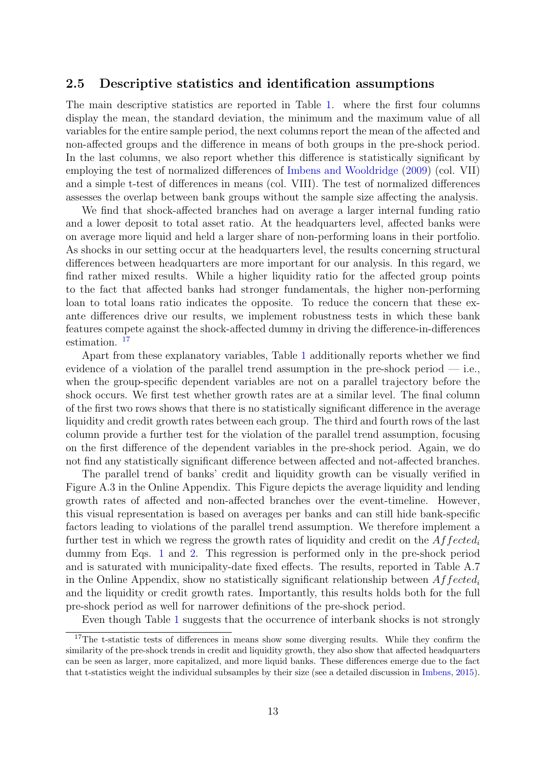## 2.5 Descriptive statistics and identification assumptions

The main descriptive statistics are reported in Table 1. where the first four columns display the mean, the standard deviation, the minimum and the maximum value of all variables for the entire sample period, the next columns report the mean of the affected and non-affected groups and the difference in means of both groups in the pre-shock period. In the last columns, we also report whether this difference is statistically significant by employing the test of normalized differences of Imbens and Wooldridge (2009) (col. VII) and a simple t-test of differences in means (col. VIII). The test of normalized differences assesses the overlap between bank groups without the sample size affecting the analysis.

We find that shock-affected branches had on average a larger internal funding ratio and a lower deposit to total asset ratio. At the headquarters level, affected banks were on average more liquid and held a larger share of non-performing loans in their portfolio. As shocks in our setting occur at the headquarters level, the results concerning structural differences between headquarters are more important for our analysis. In this regard, we find rather mixed results. While a higher liquidity ratio for the affected group points to the fact that affected banks had stronger fundamentals, the higher non-performing loan to total loans ratio indicates the opposite. To reduce the concern that these ex-ante differences drive our results, we implement robustness tests in which these bank features compete against the shock-affected dummy in driving the difference-in-differences estimation. [17]

Apart from these explanatory variables, Table 1 additionally reports whether we find evidence of a violation of the parallel trend assumption in the pre-shock period — i.e., when the group-specific dependent variables are not on a parallel trajectory before the shock occurs. We first test whether growth rates are at a similar level. The final column of the first two rows shows that there is no statistically significant difference in the average liquidity and credit growth rates between each group. The third and fourth rows of the last column provide a further test for the violation of the parallel trend assumption, focusing on the first difference of the dependent variables in the pre-shock period. Again, we do not find any statistically significant difference between affected and not-affected branches.

The parallel trend of banks' credit and liquidity growth can be visually verified in Figure A.3 in the Online Appendix. This Figure depicts the average liquidity and lending growth rates of affected and non-affected branches over the event-timeline. However, this visual representation is based on averages per banks and can still hide bank-specific factors leading to violations of the parallel trend assumption. We therefore implement a further test in which we regress the growth rates of liquidity and credit on the $Affected_i$ dummy from Eqs. 1 and 2. This regression is performed only in the pre-shock period and is saturated with municipality-date fixed effects. The results, reported in Table A.7 in the Online Appendix, show no statistically significant relationship between $Affected_i$ and the liquidity or credit growth rates. Importantly, this results holds both for the full pre-shock period as well for narrower definitions of the pre-shock period.

Even though Table 1 suggests that the occurrence of interbank shocks is not strongly

[17] The t-statistic tests of differences in means show some diverging results. While they confirm the similarity of the pre-shock trends in credit and liquidity growth, they also show that affected headquarters can be seen as larger, more capitalized, and more liquid banks. These differences emerge due to the fact that t-statistics weight the individual subsamples by their size (see a detailed discussion in Imbens, 2015).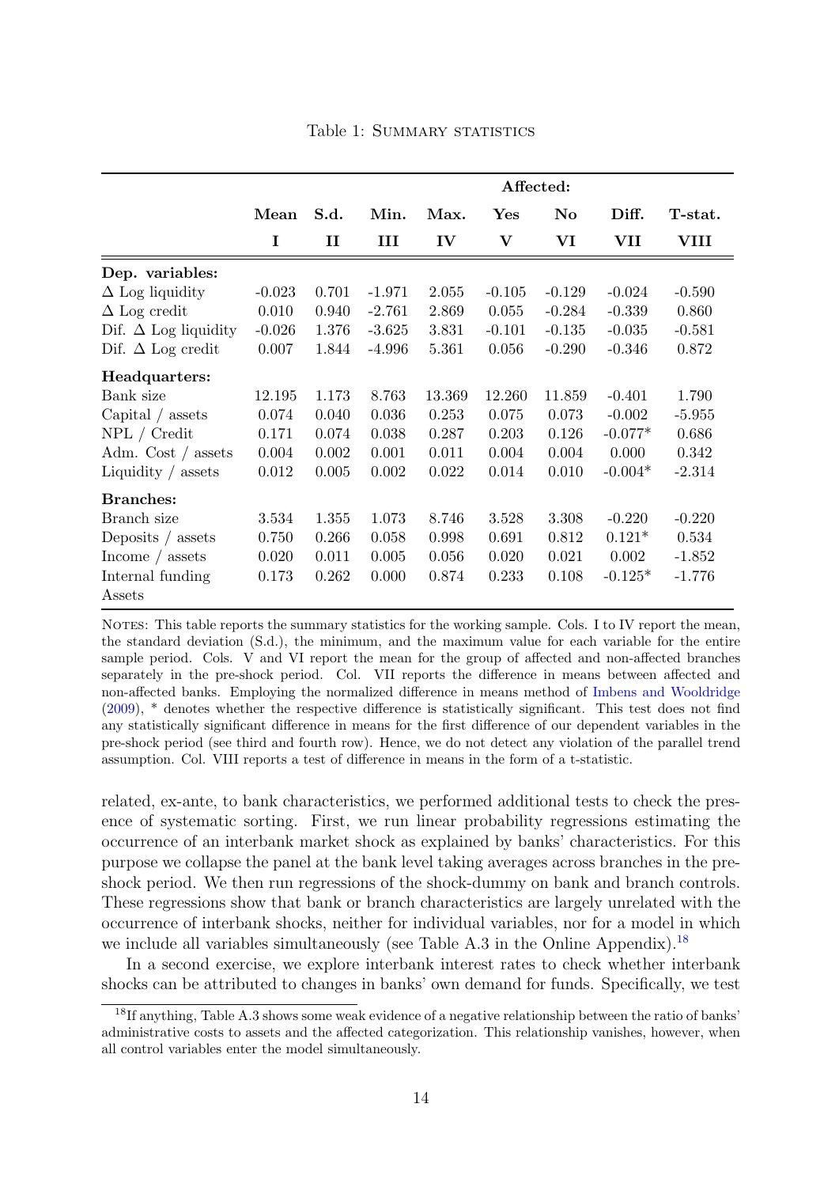Table 1: Summary statistics

| | Mean | S.d. | Min. | Max. | Affected: Yes | No | Diff. | T-stat. |
|---|---|---|---|---|---|---|---|---|
| | I | II | III | IV | V | VI | VII | VIII |
| **Dep. variables:** | | | | | | | | |
| $\Delta$ Log liquidity | -0.023 | 0.701 | -1.971 | 2.055 | -0.105 | -0.129 | -0.024 | -0.590 |
| $\Delta$ Log credit | 0.010 | 0.940 | -2.761 | 2.869 | 0.055 | -0.284 | -0.339 | 0.860 |
| Dif. $\Delta$ Log liquidity | -0.026 | 1.376 | -3.625 | 3.831 | -0.101 | -0.135 | -0.035 | -0.581 |
| Dif. $\Delta$ Log credit | 0.007 | 1.844 | -4.996 | 5.361 | 0.056 | -0.290 | -0.346 | 0.872 |
| **Headquarters:** | | | | | | | | |
| Bank size | 12.195 | 1.173 | 8.763 | 13.369 | 12.260 | 11.859 | -0.401 | 1.790 |
| Capital / assets | 0.074 | 0.040 | 0.036 | 0.253 | 0.075 | 0.073 | -0.002 | -5.955 |
| NPL / Credit | 0.171 | 0.074 | 0.038 | 0.287 | 0.203 | 0.126 | -0.077* | 0.686 |
| Adm. Cost / assets | 0.004 | 0.002 | 0.001 | 0.011 | 0.004 | 0.004 | 0.000 | 0.342 |
| Liquidity / assets | 0.012 | 0.005 | 0.002 | 0.022 | 0.014 | 0.010 | -0.004* | -2.314 |
| **Branches:** | | | | | | | | |
| Branch size | 3.534 | 1.355 | 1.073 | 8.746 | 3.528 | 3.308 | -0.220 | -0.220 |
| Deposits / assets | 0.750 | 0.266 | 0.058 | 0.998 | 0.691 | 0.812 | 0.121* | 0.534 |
| Income / assets | 0.020 | 0.011 | 0.005 | 0.056 | 0.020 | 0.021 | 0.002 | -1.852 |
| Internal funding Assets | 0.173 | 0.262 | 0.000 | 0.874 | 0.233 | 0.108 | -0.125* | -1.776 |

Notes: This table reports the summary statistics for the working sample. Cols. I to IV report the mean, the standard deviation (S.d.), the minimum, and the maximum value for each variable for the entire sample period. Cols. V and VI report the mean for the group of affected and non-affected branches separately in the pre-shock period. Col. VII reports the difference in means between affected and non-affected banks. Employing the normalized difference in means method of Imbens and Wooldridge (2009), * denotes whether the respective difference is statistically significant. This test does not find any statistically significant difference in means for the first difference of our dependent variables in the pre-shock period (see third and fourth row). Hence, we do not detect any violation of the parallel trend assumption. Col. VIII reports a test of difference in means in the form of a t-statistic.

related, ex-ante, to bank characteristics, we performed additional tests to check the presence of systematic sorting. First, we run linear probability regressions estimating the occurrence of an interbank market shock as explained by banks' characteristics. For this purpose we collapse the panel at the bank level taking averages across branches in the pre-shock period. We then run regressions of the shock-dummy on bank and branch controls. These regressions show that bank or branch characteristics are largely unrelated with the occurrence of interbank shocks, neither for individual variables, nor for a model in which we include all variables simultaneously (see Table A.3 in the Online Appendix).[18]

In a second exercise, we explore interbank interest rates to check whether interbank shocks can be attributed to changes in banks' own demand for funds. Specifically, we test

[18] If anything, Table A.3 shows some weak evidence of a negative relationship between the ratio of banks' administrative costs to assets and the affected categorization. This relationship vanishes, however, when all control variables enter the model simultaneously.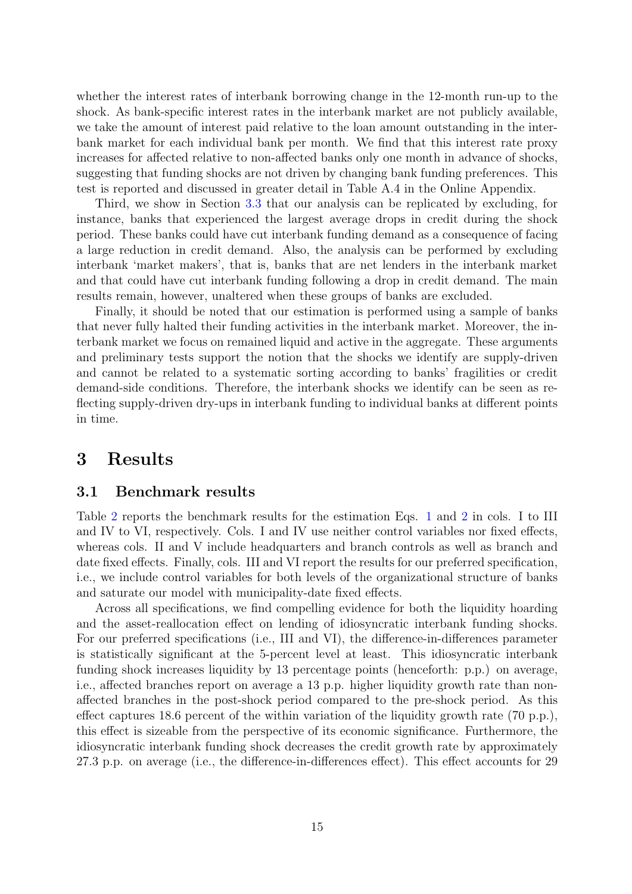whether the interest rates of interbank borrowing change in the 12-month run-up to the shock. As bank-specific interest rates in the interbank market are not publicly available, we take the amount of interest paid relative to the loan amount outstanding in the interbank market for each individual bank per month. We find that this interest rate proxy increases for affected relative to non-affected banks only one month in advance of shocks, suggesting that funding shocks are not driven by changing bank funding preferences. This test is reported and discussed in greater detail in Table A.4 in the Online Appendix.

Third, we show in Section 3.3 that our analysis can be replicated by excluding, for instance, banks that experienced the largest average drops in credit during the shock period. These banks could have cut interbank funding demand as a consequence of facing a large reduction in credit demand. Also, the analysis can be performed by excluding interbank 'market makers', that is, banks that are net lenders in the interbank market and that could have cut interbank funding following a drop in credit demand. The main results remain, however, unaltered when these groups of banks are excluded.

Finally, it should be noted that our estimation is performed using a sample of banks that never fully halted their funding activities in the interbank market. Moreover, the interbank market we focus on remained liquid and active in the aggregate. These arguments and preliminary tests support the notion that the shocks we identify are supply-driven and cannot be related to a systematic sorting according to banks' fragilities or credit demand-side conditions. Therefore, the interbank shocks we identify can be seen as reflecting supply-driven dry-ups in interbank funding to individual banks at different points in time.

# 3 Results

## 3.1 Benchmark results

Table 2 reports the benchmark results for the estimation Eqs. 1 and 2 in cols. I to III and IV to VI, respectively. Cols. I and IV use neither control variables nor fixed effects, whereas cols. II and V include headquarters and branch controls as well as branch and date fixed effects. Finally, cols. III and VI report the results for our preferred specification, i.e., we include control variables for both levels of the organizational structure of banks and saturate our model with municipality-date fixed effects.

Across all specifications, we find compelling evidence for both the liquidity hoarding and the asset-reallocation effect on lending of idiosyncratic interbank funding shocks. For our preferred specifications (i.e., III and VI), the difference-in-differences parameter is statistically significant at the 5-percent level at least. This idiosyncratic interbank funding shock increases liquidity by 13 percentage points (henceforth: p.p.) on average, i.e., affected branches report on average a 13 p.p. higher liquidity growth rate than non-affected branches in the post-shock period compared to the pre-shock period. As this effect captures 18.6 percent of the within variation of the liquidity growth rate (70 p.p.), this effect is sizeable from the perspective of its economic significance. Furthermore, the idiosyncratic interbank funding shock decreases the credit growth rate by approximately 27.3 p.p. on average (i.e., the difference-in-differences effect). This effect accounts for 29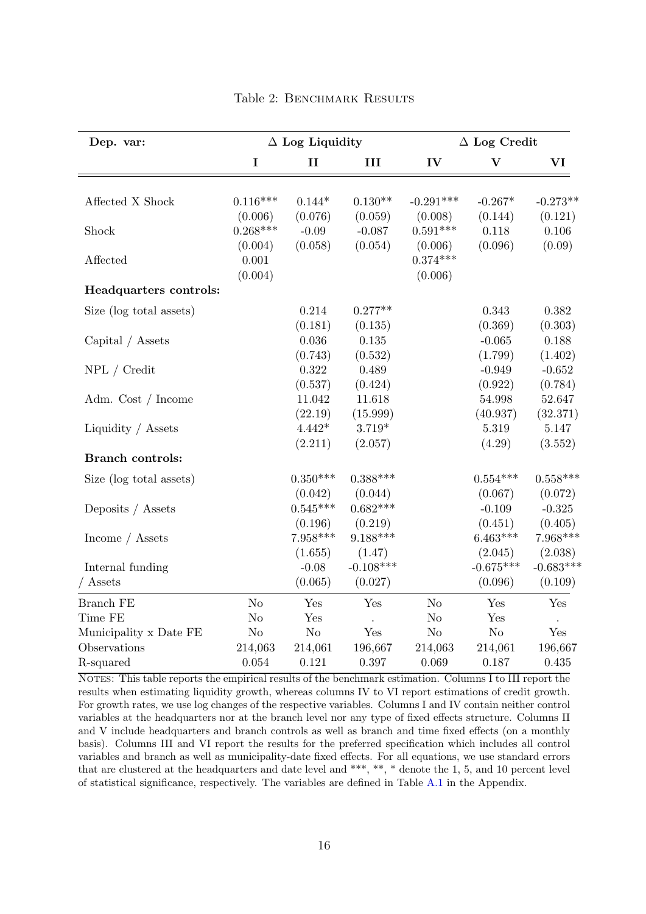Table 2: Benchmark Results

| **Dep. var:** | **Δ Log Liquidity** | | | **Δ Log Credit** | | |
|---|---|---|---|---|---|---|
| | **I** | **II** | **III** | **IV** | **V** | **VI** |
| Affected X Shock | 0.116*** | 0.144* | 0.130** | -0.291*** | -0.267* | -0.273** |
| | (0.006) | (0.076) | (0.059) | (0.008) | (0.144) | (0.121) |
| Shock | 0.268*** | -0.09 | -0.087 | 0.591*** | 0.118 | 0.106 |
| | (0.004) | (0.058) | (0.054) | (0.006) | (0.096) | (0.09) |
| Affected | 0.001 | | | 0.374*** | | |
| | (0.004) | | | (0.006) | | |
| **Headquarters controls:** | | | | | | |
| Size (log total assets) | | 0.214 | 0.277** | | 0.343 | 0.382 |
| | | (0.181) | (0.135) | | (0.369) | (0.303) |
| Capital / Assets | | 0.036 | 0.135 | | -0.065 | 0.188 |
| | | (0.743) | (0.532) | | (1.799) | (1.402) |
| NPL / Credit | | 0.322 | 0.489 | | -0.949 | -0.652 |
| | | (0.537) | (0.424) | | (0.922) | (0.784) |
| Adm. Cost / Income | | 11.042 | 11.618 | | 54.998 | 52.647 |
| | | (22.19) | (15.999) | | (40.937) | (32.371) |
| Liquidity / Assets | | 4.442* | 3.719* | | 5.319 | 5.147 |
| | | (2.211) | (2.057) | | (4.29) | (3.552) |
| **Branch controls:** | | | | | | |
| Size (log total assets) | | 0.350*** | 0.388*** | | 0.554*** | 0.558*** |
| | | (0.042) | (0.044) | | (0.067) | (0.072) |
| Deposits / Assets | | 0.545*** | 0.682*** | | -0.109 | -0.325 |
| | | (0.196) | (0.219) | | (0.451) | (0.405) |
| Income / Assets | | 7.958*** | 9.188*** | | 6.463*** | 7.968*** |
| | | (1.655) | (1.47) | | (2.045) | (2.038) |
| Internal funding / Assets | | -0.08 | -0.108*** | | -0.675*** | -0.683*** |
| | | (0.065) | (0.027) | | (0.096) | (0.109) |
| Branch FE | No | Yes | Yes | No | Yes | Yes |
| Time FE | No | Yes | . | No | Yes | . |
| Municipality x Date FE | No | No | Yes | No | No | Yes |
| Observations | 214,063 | 214,061 | 196,667 | 214,063 | 214,061 | 196,667 |
| R-squared | 0.054 | 0.121 | 0.397 | 0.069 | 0.187 | 0.435 |

Notes: This table reports the empirical results of the benchmark estimation. Columns I to III report the results when estimating liquidity growth, whereas columns IV to VI report estimations of credit growth. For growth rates, we use log changes of the respective variables. Columns I and IV contain neither control variables at the headquarters nor at the branch level nor any type of fixed effects structure. Columns II and V include headquarters and branch controls as well as branch and time fixed effects (on a monthly basis). Columns III and VI report the results for the preferred specification which includes all control variables and branch as well as municipality-date fixed effects. For all equations, we use standard errors that are clustered at the headquarters and date level and ***, **, * denote the 1, 5, and 10 percent level of statistical significance, respectively. The variables are defined in Table A.1 in the Appendix.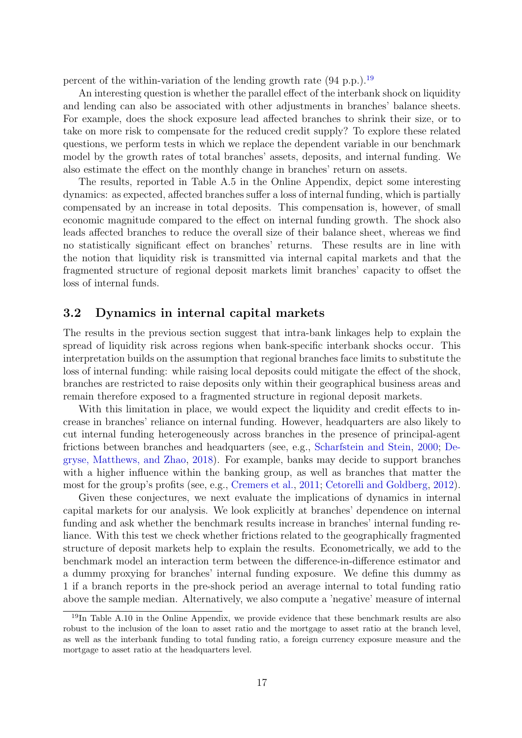percent of the within-variation of the lending growth rate (94 p.p.).[19]

An interesting question is whether the parallel effect of the interbank shock on liquidity and lending can also be associated with other adjustments in branches' balance sheets. For example, does the shock exposure lead affected branches to shrink their size, or to take on more risk to compensate for the reduced credit supply? To explore these related questions, we perform tests in which we replace the dependent variable in our benchmark model by the growth rates of total branches' assets, deposits, and internal funding. We also estimate the effect on the monthly change in branches' return on assets.

The results, reported in Table A.5 in the Online Appendix, depict some interesting dynamics: as expected, affected branches suffer a loss of internal funding, which is partially compensated by an increase in total deposits. This compensation is, however, of small economic magnitude compared to the effect on internal funding growth. The shock also leads affected branches to reduce the overall size of their balance sheet, whereas we find no statistically significant effect on branches' returns. These results are in line with the notion that liquidity risk is transmitted via internal capital markets and that the fragmented structure of regional deposit markets limit branches' capacity to offset the loss of internal funds.

## 3.2 Dynamics in internal capital markets

The results in the previous section suggest that intra-bank linkages help to explain the spread of liquidity risk across regions when bank-specific interbank shocks occur. This interpretation builds on the assumption that regional branches face limits to substitute the loss of internal funding: while raising local deposits could mitigate the effect of the shock, branches are restricted to raise deposits only within their geographical business areas and remain therefore exposed to a fragmented structure in regional deposit markets.

With this limitation in place, we would expect the liquidity and credit effects to increase in branches' reliance on internal funding. However, headquarters are also likely to cut internal funding heterogeneously across branches in the presence of principal-agent frictions between branches and headquarters (see, e.g., Scharfstein and Stein, 2000; Degryse, Matthews, and Zhao, 2018). For example, banks may decide to support branches with a higher influence within the banking group, as well as branches that matter the most for the group's profits (see, e.g., Cremers et al., 2011; Cetorelli and Goldberg, 2012).

Given these conjectures, we next evaluate the implications of dynamics in internal capital markets for our analysis. We look explicitly at branches' dependence on internal funding and ask whether the benchmark results increase in branches' internal funding reliance. With this test we check whether frictions related to the geographically fragmented structure of deposit markets help to explain the results. Econometrically, we add to the benchmark model an interaction term between the difference-in-difference estimator and a dummy proxying for branches' internal funding exposure. We define this dummy as 1 if a branch reports in the pre-shock period an average internal to total funding ratio above the sample median. Alternatively, we also compute a 'negative' measure of internal

[19] In Table A.10 in the Online Appendix, we provide evidence that these benchmark results are also robust to the inclusion of the loan to asset ratio and the mortgage to asset ratio at the branch level, as well as the interbank funding to total funding ratio, a foreign currency exposure measure and the mortgage to asset ratio at the headquarters level.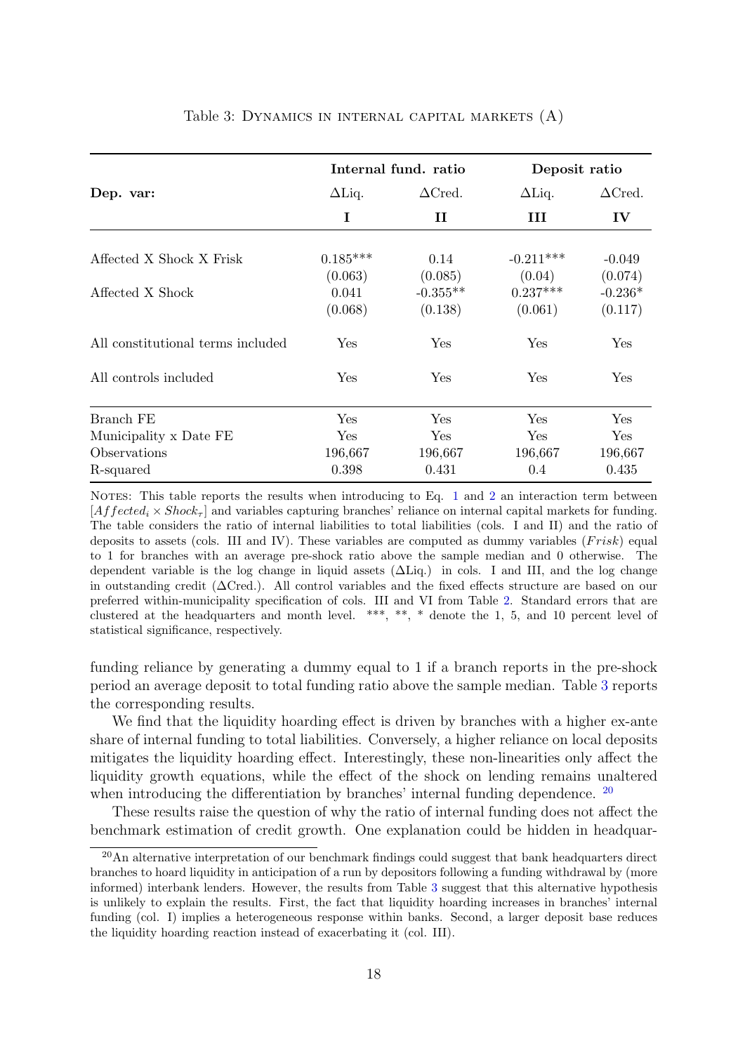Table 3: Dynamics in internal capital markets (A)

| Dep. var: | Internal fund. ratio | | Deposit ratio | |
|---|---|---|---|---|
| | ΔLiq. | ΔCred. | ΔLiq. | ΔCred. |
| | **I** | **II** | **III** | **IV** |
| Affected X Shock X Frisk | 0.185*** | 0.14 | -0.211*** | -0.049 |
| | (0.063) | (0.085) | (0.04) | (0.074) |
| Affected X Shock | 0.041 | -0.355** | 0.237*** | -0.236* |
| | (0.068) | (0.138) | (0.061) | (0.117) |
| All constitutional terms included | Yes | Yes | Yes | Yes |
| All controls included | Yes | Yes | Yes | Yes |
| Branch FE | Yes | Yes | Yes | Yes |
| Municipality x Date FE | Yes | Yes | Yes | Yes |
| Observations | 196,667 | 196,667 | 196,667 | 196,667 |
| R-squared | 0.398 | 0.431 | 0.4 | 0.435 |

Notes: This table reports the results when introducing to Eq. 1 and 2 an interaction term between $[Affected_i \times Shock_\tau]$ and variables capturing branches' reliance on internal capital markets for funding. The table considers the ratio of internal liabilities to total liabilities (cols. I and II) and the ratio of deposits to assets (cols. III and IV). These variables are computed as dummy variables ($Frisk$) equal to 1 for branches with an average pre-shock ratio above the sample median and 0 otherwise. The dependent variable is the log change in liquid assets (ΔLiq.) in cols. I and III, and the log change in outstanding credit (ΔCred.). All control variables and the fixed effects structure are based on our preferred within-municipality specification of cols. III and VI from Table 2. Standard errors that are clustered at the headquarters and month level. ***, **, * denote the 1, 5, and 10 percent level of statistical significance, respectively.

funding reliance by generating a dummy equal to 1 if a branch reports in the pre-shock period an average deposit to total funding ratio above the sample median. Table 3 reports the corresponding results.

We find that the liquidity hoarding effect is driven by branches with a higher ex-ante share of internal funding to total liabilities. Conversely, a higher reliance on local deposits mitigates the liquidity hoarding effect. Interestingly, these non-linearities only affect the liquidity growth equations, while the effect of the shock on lending remains unaltered when introducing the differentiation by branches' internal funding dependence. [20]

These results raise the question of why the ratio of internal funding does not affect the benchmark estimation of credit growth. One explanation could be hidden in headquar-

[20] An alternative interpretation of our benchmark findings could suggest that bank headquarters direct branches to hoard liquidity in anticipation of a run by depositors following a funding withdrawal by (more informed) interbank lenders. However, the results from Table 3 suggest that this alternative hypothesis is unlikely to explain the results. First, the fact that liquidity hoarding increases in branches' internal funding (col. I) implies a heterogeneous response within banks. Second, a larger deposit base reduces the liquidity hoarding reaction instead of exacerbating it (col. III).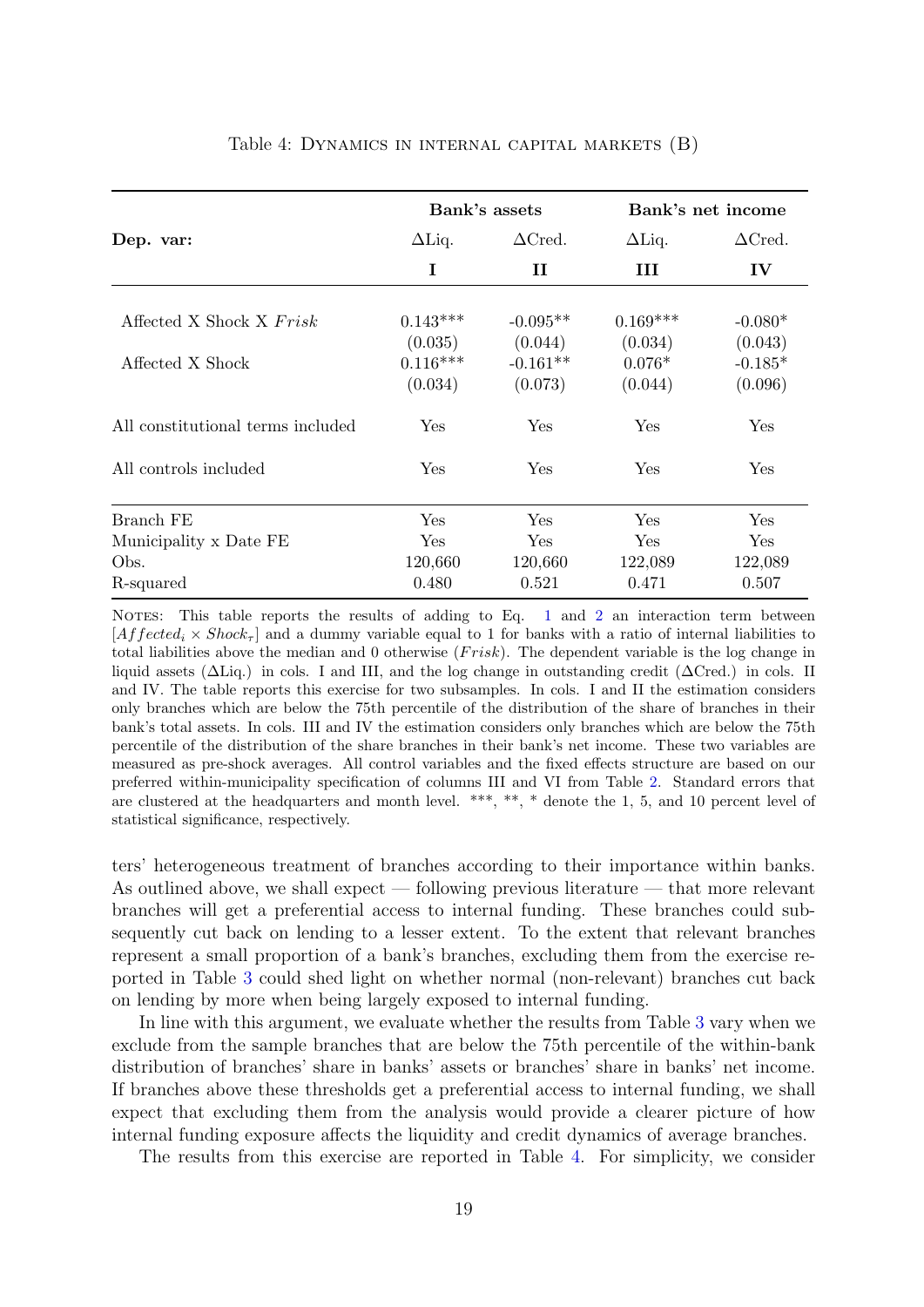Table 4: Dynamics in internal capital markets (B)

| | Bank's assets | | Bank's net income | |
|---|---|---|---|---|
| **Dep. var:** | $\Delta$Liq. | $\Delta$Cred. | $\Delta$Liq. | $\Delta$Cred. |
| | **I** | **II** | **III** | **IV** |
| Affected X Shock X *Frisk* | 0.143*** | -0.095** | 0.169*** | -0.080* |
| | (0.035) | (0.044) | (0.034) | (0.043) |
| Affected X Shock | 0.116*** | -0.161** | 0.076* | -0.185* |
| | (0.034) | (0.073) | (0.044) | (0.096) |
| All constitutional terms included | Yes | Yes | Yes | Yes |
| All controls included | Yes | Yes | Yes | Yes |
| Branch FE | Yes | Yes | Yes | Yes |
| Municipality x Date FE | Yes | Yes | Yes | Yes |
| Obs. | 120,660 | 120,660 | 122,089 | 122,089 |
| R-squared | 0.480 | 0.521 | 0.471 | 0.507 |

Notes: This table reports the results of adding to Eq. 1 and 2 an interaction term between $[Affected_i \times Shock_\tau]$ and a dummy variable equal to 1 for banks with a ratio of internal liabilities to total liabilities above the median and 0 otherwise ($Frisk$). The dependent variable is the log change in liquid assets ($\Delta$Liq.) in cols. I and III, and the log change in outstanding credit ($\Delta$Cred.) in cols. II and IV. The table reports this exercise for two subsamples. In cols. I and II the estimation considers only branches which are below the 75th percentile of the distribution of the share of branches in their bank's total assets. In cols. III and IV the estimation considers only branches which are below the 75th percentile of the distribution of the share branches in their bank's net income. These two variables are measured as pre-shock averages. All control variables and the fixed effects structure are based on our preferred within-municipality specification of columns III and VI from Table 2. Standard errors that are clustered at the headquarters and month level. ***, **, * denote the 1, 5, and 10 percent level of statistical significance, respectively.

ters' heterogeneous treatment of branches according to their importance within banks. As outlined above, we shall expect — following previous literature — that more relevant branches will get a preferential access to internal funding. These branches could subsequently cut back on lending to a lesser extent. To the extent that relevant branches represent a small proportion of a bank's branches, excluding them from the exercise reported in Table 3 could shed light on whether normal (non-relevant) branches cut back on lending by more when being largely exposed to internal funding.

In line with this argument, we evaluate whether the results from Table 3 vary when we exclude from the sample branches that are below the 75th percentile of the within-bank distribution of branches' share in banks' assets or branches' share in banks' net income. If branches above these thresholds get a preferential access to internal funding, we shall expect that excluding them from the analysis would provide a clearer picture of how internal funding exposure affects the liquidity and credit dynamics of average branches.

The results from this exercise are reported in Table 4. For simplicity, we consider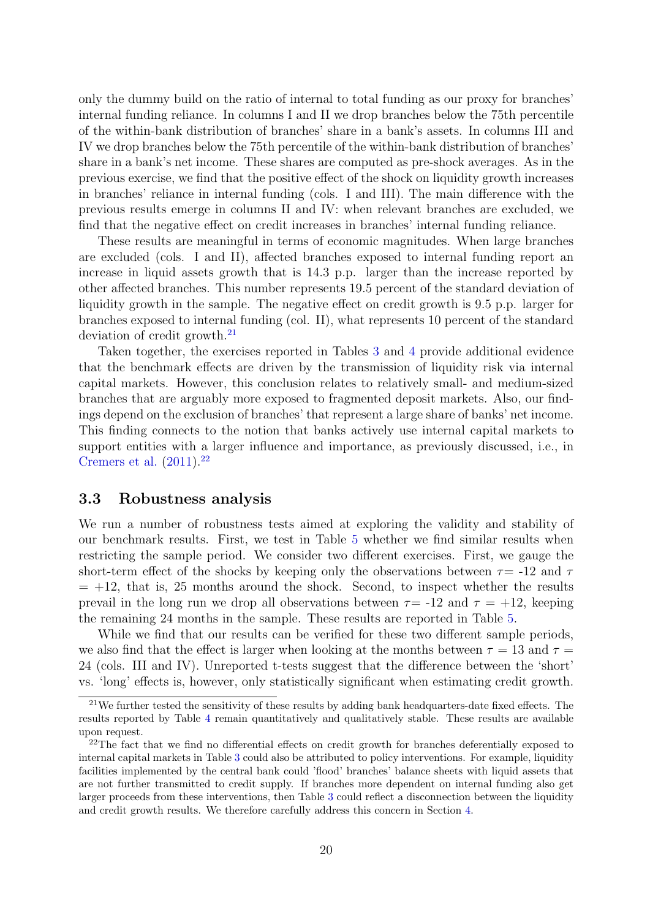only the dummy build on the ratio of internal to total funding as our proxy for branches' internal funding reliance. In columns I and II we drop branches below the 75th percentile of the within-bank distribution of branches' share in a bank's assets. In columns III and IV we drop branches below the 75th percentile of the within-bank distribution of branches' share in a bank's net income. These shares are computed as pre-shock averages. As in the previous exercise, we find that the positive effect of the shock on liquidity growth increases in branches' reliance in internal funding (cols. I and III). The main difference with the previous results emerge in columns II and IV: when relevant branches are excluded, we find that the negative effect on credit increases in branches' internal funding reliance.

These results are meaningful in terms of economic magnitudes. When large branches are excluded (cols. I and II), affected branches exposed to internal funding report an increase in liquid assets growth that is 14.3 p.p. larger than the increase reported by other affected branches. This number represents 19.5 percent of the standard deviation of liquidity growth in the sample. The negative effect on credit growth is 9.5 p.p. larger for branches exposed to internal funding (col. II), what represents 10 percent of the standard deviation of credit growth.[21]

Taken together, the exercises reported in Tables 3 and 4 provide additional evidence that the benchmark effects are driven by the transmission of liquidity risk via internal capital markets. However, this conclusion relates to relatively small- and medium-sized branches that are arguably more exposed to fragmented deposit markets. Also, our findings depend on the exclusion of branches' that represent a large share of banks' net income. This finding connects to the notion that banks actively use internal capital markets to support entities with a larger influence and importance, as previously discussed, i.e., in Cremers et al. (2011).[22]

## 3.3 Robustness analysis

We run a number of robustness tests aimed at exploring the validity and stability of our benchmark results. First, we test in Table 5 whether we find similar results when restricting the sample period. We consider two different exercises. First, we gauge the short-term effect of the shocks by keeping only the observations between $\tau$= -12 and $\tau$ = +12, that is, 25 months around the shock. Second, to inspect whether the results prevail in the long run we drop all observations between $\tau$= -12 and $\tau$ = +12, keeping the remaining 24 months in the sample. These results are reported in Table 5.

While we find that our results can be verified for these two different sample periods, we also find that the effect is larger when looking at the months between $\tau$ = 13 and $\tau$ = 24 (cols. III and IV). Unreported t-tests suggest that the difference between the 'short' vs. 'long' effects is, however, only statistically significant when estimating credit growth.

[21] We further tested the sensitivity of these results by adding bank headquarters-date fixed effects. The results reported by Table 4 remain quantitatively and qualitatively stable. These results are available upon request.

[22] The fact that we find no differential effects on credit growth for branches deferentially exposed to internal capital markets in Table 3 could also be attributed to policy interventions. For example, liquidity facilities implemented by the central bank could 'flood' branches' balance sheets with liquid assets that are not further transmitted to credit supply. If branches more dependent on internal funding also get larger proceeds from these interventions, then Table 3 could reflect a disconnection between the liquidity and credit growth results. We therefore carefully address this concern in Section 4.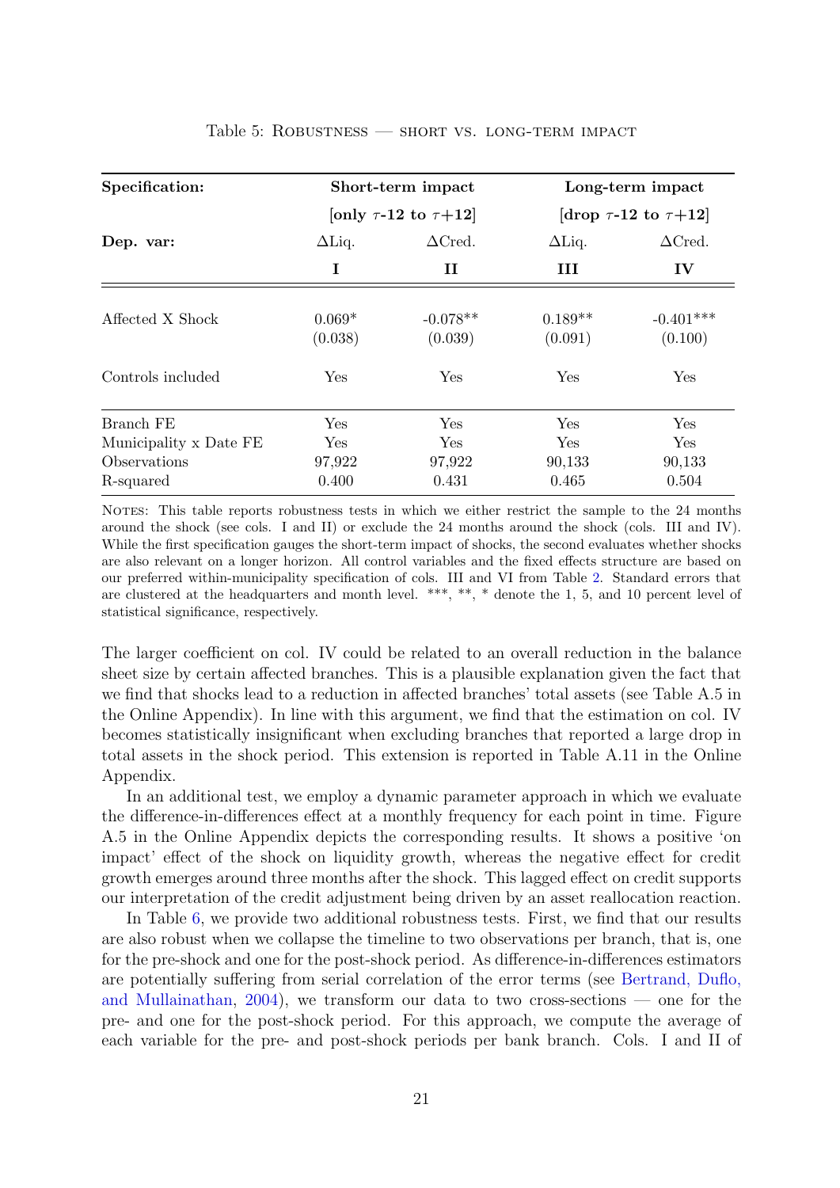Table 5: ROBUSTNESS — SHORT VS. LONG-TERM IMPACT

| **Specification:** | **Short-term impact** [only $\tau$-12 to $\tau$+12] | | **Long-term impact** [drop $\tau$-12 to $\tau$+12] | |
|---|---|---|---|---|
| **Dep. var:** | $\Delta$Liq. | $\Delta$Cred. | $\Delta$Liq. | $\Delta$Cred. |
| | **I** | **II** | **III** | **IV** |
| Affected X Shock | 0.069* | -0.078** | 0.189** | -0.401*** |
| | (0.038) | (0.039) | (0.091) | (0.100) |
| Controls included | Yes | Yes | Yes | Yes |
| Branch FE | Yes | Yes | Yes | Yes |
| Municipality x Date FE | Yes | Yes | Yes | Yes |
| Observations | 97,922 | 97,922 | 90,133 | 90,133 |
| R-squared | 0.400 | 0.431 | 0.465 | 0.504 |

NOTES: This table reports robustness tests in which we either restrict the sample to the 24 months around the shock (see cols. I and II) or exclude the 24 months around the shock (cols. III and IV). While the first specification gauges the short-term impact of shocks, the second evaluates whether shocks are also relevant on a longer horizon. All control variables and the fixed effects structure are based on our preferred within-municipality specification of cols. III and VI from Table 2. Standard errors that are clustered at the headquarters and month level. ***, **, * denote the 1, 5, and 10 percent level of statistical significance, respectively.

The larger coefficient on col. IV could be related to an overall reduction in the balance sheet size by certain affected branches. This is a plausible explanation given the fact that we find that shocks lead to a reduction in affected branches' total assets (see Table A.5 in the Online Appendix). In line with this argument, we find that the estimation on col. IV becomes statistically insignificant when excluding branches that reported a large drop in total assets in the shock period. This extension is reported in Table A.11 in the Online Appendix.

In an additional test, we employ a dynamic parameter approach in which we evaluate the difference-in-differences effect at a monthly frequency for each point in time. Figure A.5 in the Online Appendix depicts the corresponding results. It shows a positive 'on impact' effect of the shock on liquidity growth, whereas the negative effect for credit growth emerges around three months after the shock. This lagged effect on credit supports our interpretation of the credit adjustment being driven by an asset reallocation reaction.

In Table 6, we provide two additional robustness tests. First, we find that our results are also robust when we collapse the timeline to two observations per branch, that is, one for the pre-shock and one for the post-shock period. As difference-in-differences estimators are potentially suffering from serial correlation of the error terms (see Bertrand, Duflo, and Mullainathan, 2004), we transform our data to two cross-sections — one for the pre- and one for the post-shock period. For this approach, we compute the average of each variable for the pre- and post-shock periods per bank branch. Cols. I and II of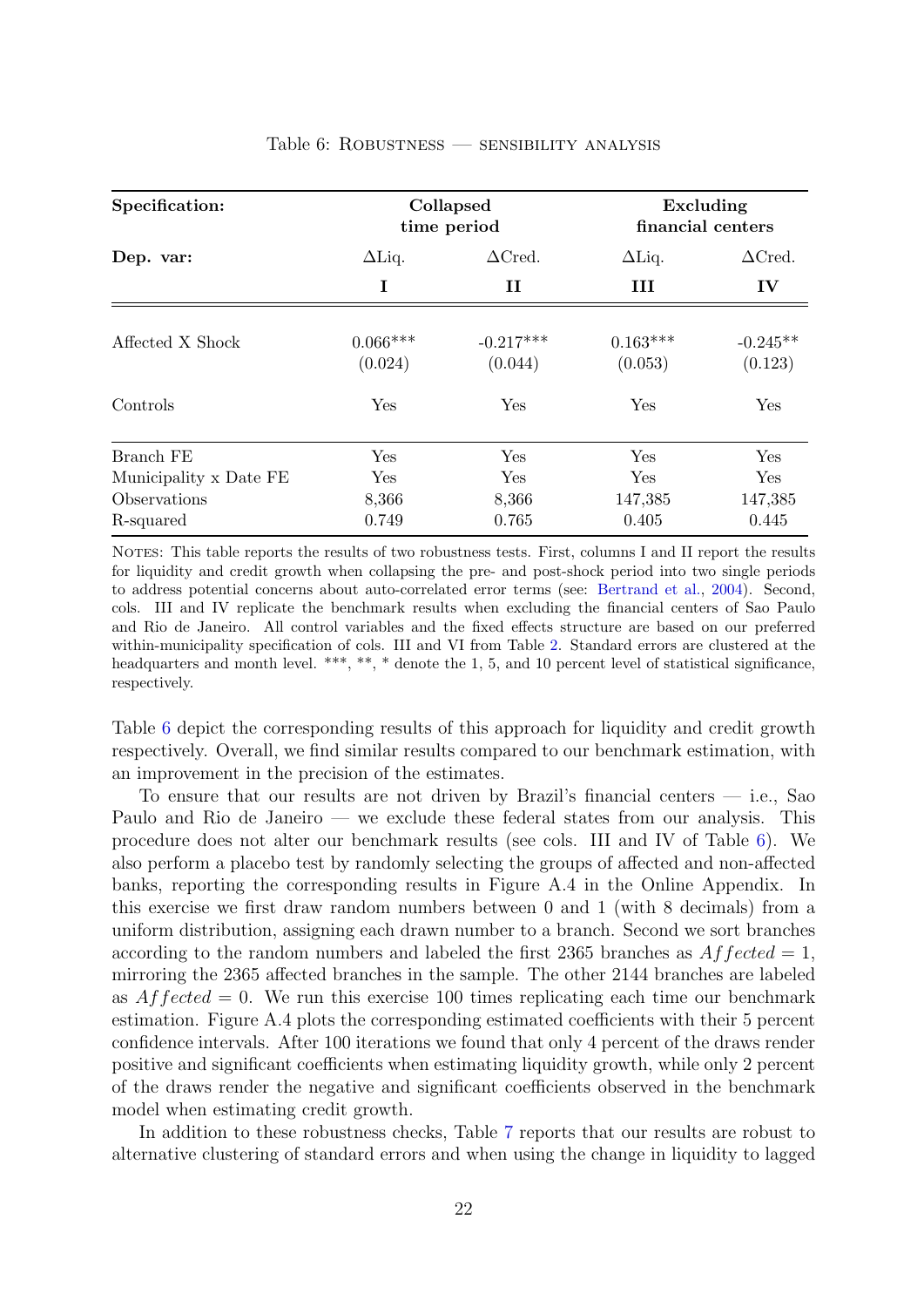Table 6: Robustness — sensibility analysis

| Specification: | Collapsed time period | | Excluding financial centers | |
|---|---|---|---|---|
| **Dep. var:** | ΔLiq. | ΔCred. | ΔLiq. | ΔCred. |
| | **I** | **II** | **III** | **IV** |
| Affected X Shock | 0.066*** | -0.217*** | 0.163*** | -0.245** |
| | (0.024) | (0.044) | (0.053) | (0.123) |
| Controls | Yes | Yes | Yes | Yes |
| Branch FE | Yes | Yes | Yes | Yes |
| Municipality x Date FE | Yes | Yes | Yes | Yes |
| Observations | 8,366 | 8,366 | 147,385 | 147,385 |
| R-squared | 0.749 | 0.765 | 0.405 | 0.445 |

Notes: This table reports the results of two robustness tests. First, columns I and II report the results for liquidity and credit growth when collapsing the pre- and post-shock period into two single periods to address potential concerns about auto-correlated error terms (see: Bertrand et al., 2004). Second, cols. III and IV replicate the benchmark results when excluding the financial centers of Sao Paulo and Rio de Janeiro. All control variables and the fixed effects structure are based on our preferred within-municipality specification of cols. III and VI from Table 2. Standard errors are clustered at the headquarters and month level. ***, **, * denote the 1, 5, and 10 percent level of statistical significance, respectively.

Table 6 depict the corresponding results of this approach for liquidity and credit growth respectively. Overall, we find similar results compared to our benchmark estimation, with an improvement in the precision of the estimates.

To ensure that our results are not driven by Brazil's financial centers — i.e., Sao Paulo and Rio de Janeiro — we exclude these federal states from our analysis. This procedure does not alter our benchmark results (see cols. III and IV of Table 6). We also perform a placebo test by randomly selecting the groups of affected and non-affected banks, reporting the corresponding results in Figure A.4 in the Online Appendix. In this exercise we first draw random numbers between 0 and 1 (with 8 decimals) from a uniform distribution, assigning each drawn number to a branch. Second we sort branches according to the random numbers and labeled the first 2365 branches as $Affected = 1$, mirroring the 2365 affected branches in the sample. The other 2144 branches are labeled as $Affected = 0$. We run this exercise 100 times replicating each time our benchmark estimation. Figure A.4 plots the corresponding estimated coefficients with their 5 percent confidence intervals. After 100 iterations we found that only 4 percent of the draws render positive and significant coefficients when estimating liquidity growth, while only 2 percent of the draws render the negative and significant coefficients observed in the benchmark model when estimating credit growth.

In addition to these robustness checks, Table 7 reports that our results are robust to alternative clustering of standard errors and when using the change in liquidity to lagged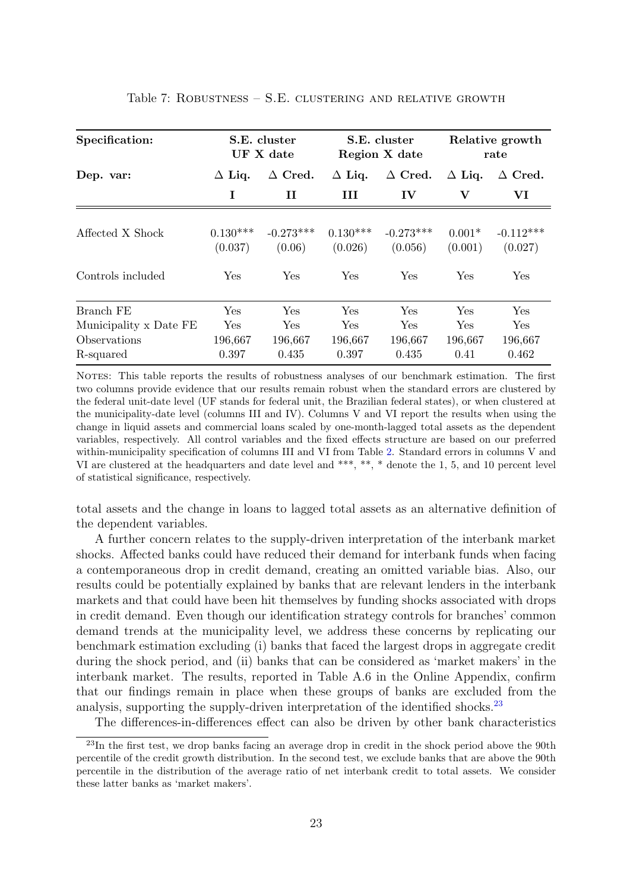Table 7: Robustness – S.E. clustering and relative growth

| Specification: | S.E. cluster UF X date | | S.E. cluster Region X date | | Relative growth rate | |
|---|---|---|---|---|---|---|
| **Dep. var:** | **Δ Liq.** | **Δ Cred.** | **Δ Liq.** | **Δ Cred.** | **Δ Liq.** | **Δ Cred.** |
| | **I** | **II** | **III** | **IV** | **V** | **VI** |
| Affected X Shock | 0.130*** | -0.273*** | 0.130*** | -0.273*** | 0.001* | -0.112*** |
| | (0.037) | (0.06) | (0.026) | (0.056) | (0.001) | (0.027) |
| Controls included | Yes | Yes | Yes | Yes | Yes | Yes |
| Branch FE | Yes | Yes | Yes | Yes | Yes | Yes |
| Municipality x Date FE | Yes | Yes | Yes | Yes | Yes | Yes |
| Observations | 196,667 | 196,667 | 196,667 | 196,667 | 196,667 | 196,667 |
| R-squared | 0.397 | 0.435 | 0.397 | 0.435 | 0.41 | 0.462 |

Notes: This table reports the results of robustness analyses of our benchmark estimation. The first two columns provide evidence that our results remain robust when the standard errors are clustered by the federal unit-date level (UF stands for federal unit, the Brazilian federal states), or when clustered at the municipality-date level (columns III and IV). Columns V and VI report the results when using the change in liquid assets and commercial loans scaled by one-month-lagged total assets as the dependent variables, respectively. All control variables and the fixed effects structure are based on our preferred within-municipality specification of columns III and VI from Table 2. Standard errors in columns V and VI are clustered at the headquarters and date level and ***, **, * denote the 1, 5, and 10 percent level of statistical significance, respectively.

total assets and the change in loans to lagged total assets as an alternative definition of the dependent variables.

A further concern relates to the supply-driven interpretation of the interbank market shocks. Affected banks could have reduced their demand for interbank funds when facing a contemporaneous drop in credit demand, creating an omitted variable bias. Also, our results could be potentially explained by banks that are relevant lenders in the interbank markets and that could have been hit themselves by funding shocks associated with drops in credit demand. Even though our identification strategy controls for branches' common demand trends at the municipality level, we address these concerns by replicating our benchmark estimation excluding (i) banks that faced the largest drops in aggregate credit during the shock period, and (ii) banks that can be considered as 'market makers' in the interbank market. The results, reported in Table A.6 in the Online Appendix, confirm that our findings remain in place when these groups of banks are excluded from the analysis, supporting the supply-driven interpretation of the identified shocks.[23]

The differences-in-differences effect can also be driven by other bank characteristics

[23] In the first test, we drop banks facing an average drop in credit in the shock period above the 90th percentile of the credit growth distribution. In the second test, we exclude banks that are above the 90th percentile in the distribution of the average ratio of net interbank credit to total assets. We consider these latter banks as 'market makers'.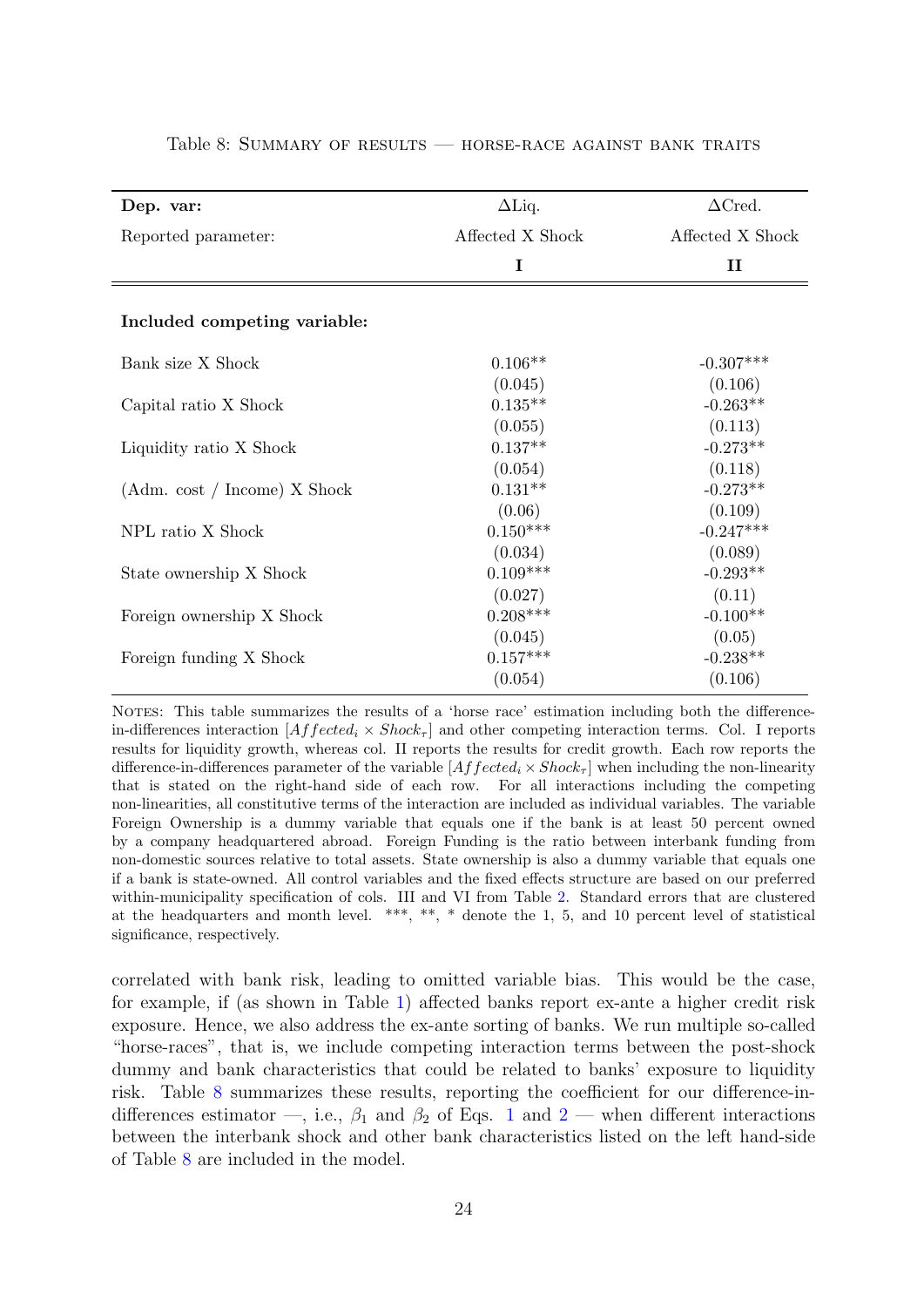Table 8: Summary of results — horse-race against bank traits

| **Dep. var:** | ΔLiq. | ΔCred. |
|---|---|---|
| Reported parameter: | Affected X Shock | Affected X Shock |
| | **I** | **II** |
| **Included competing variable:** | | |
| Bank size X Shock | 0.106** | -0.307*** |
| | (0.045) | (0.106) |
| Capital ratio X Shock | 0.135** | -0.263** |
| | (0.055) | (0.113) |
| Liquidity ratio X Shock | 0.137** | -0.273** |
| | (0.054) | (0.118) |
| (Adm. cost / Income) X Shock | 0.131** | -0.273** |
| | (0.06) | (0.109) |
| NPL ratio X Shock | 0.150*** | -0.247*** |
| | (0.034) | (0.089) |
| State ownership X Shock | 0.109*** | -0.293** |
| | (0.027) | (0.11) |
| Foreign ownership X Shock | 0.208*** | -0.100** |
| | (0.045) | (0.05) |
| Foreign funding X Shock | 0.157*** | -0.238** |
| | (0.054) | (0.106) |

Notes: This table summarizes the results of a 'horse race' estimation including both the difference-in-differences interaction $[Affected_i \times Shock_\tau]$ and other competing interaction terms. Col. I reports results for liquidity growth, whereas col. II reports the results for credit growth. Each row reports the difference-in-differences parameter of the variable $[Affected_i \times Shock_\tau]$ when including the non-linearity that is stated on the right-hand side of each row. For all interactions including the competing non-linearities, all constitutive terms of the interaction are included as individual variables. The variable Foreign Ownership is a dummy variable that equals one if the bank is at least 50 percent owned by a company headquartered abroad. Foreign Funding is the ratio between interbank funding from non-domestic sources relative to total assets. State ownership is also a dummy variable that equals one if a bank is state-owned. All control variables and the fixed effects structure are based on our preferred within-municipality specification of cols. III and VI from Table 2. Standard errors that are clustered at the headquarters and month level. ***, **, * denote the 1, 5, and 10 percent level of statistical significance, respectively.

correlated with bank risk, leading to omitted variable bias. This would be the case, for example, if (as shown in Table 1) affected banks report ex-ante a higher credit risk exposure. Hence, we also address the ex-ante sorting of banks. We run multiple so-called "horse-races", that is, we include competing interaction terms between the post-shock dummy and bank characteristics that could be related to banks' exposure to liquidity risk. Table 8 summarizes these results, reporting the coefficient for our difference-in-differences estimator —, i.e., $\beta_1$ and $\beta_2$ of Eqs. 1 and 2 — when different interactions between the interbank shock and other bank characteristics listed on the left hand-side of Table 8 are included in the model.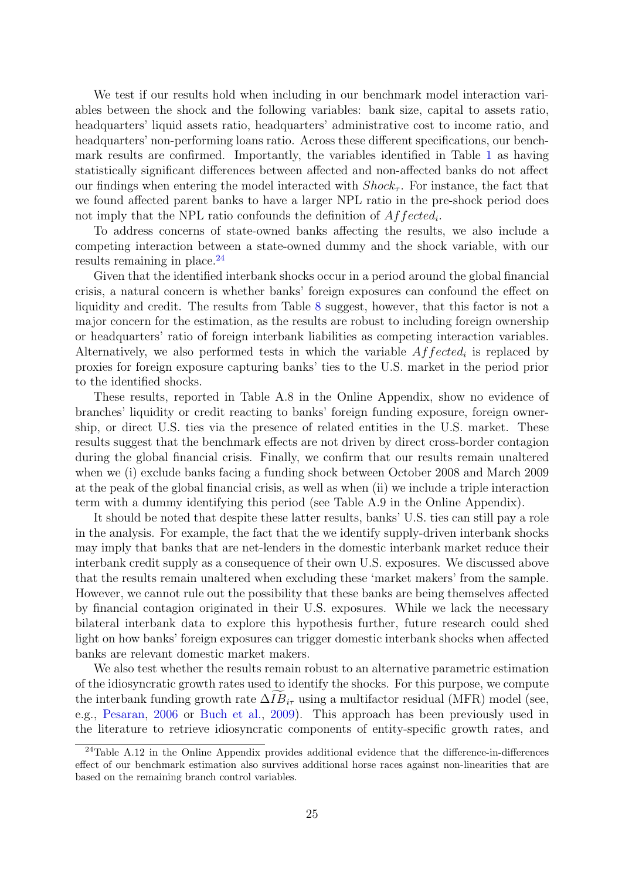We test if our results hold when including in our benchmark model interaction variables between the shock and the following variables: bank size, capital to assets ratio, headquarters' liquid assets ratio, headquarters' administrative cost to income ratio, and headquarters' non-performing loans ratio. Across these different specifications, our benchmark results are confirmed. Importantly, the variables identified in Table 1 as having statistically significant differences between affected and non-affected banks do not affect our findings when entering the model interacted with $Shock_\tau$. For instance, the fact that we found affected parent banks to have a larger NPL ratio in the pre-shock period does not imply that the NPL ratio confounds the definition of $Affected_i$.

To address concerns of state-owned banks affecting the results, we also include a competing interaction between a state-owned dummy and the shock variable, with our results remaining in place.[24]

Given that the identified interbank shocks occur in a period around the global financial crisis, a natural concern is whether banks' foreign exposures can confound the effect on liquidity and credit. The results from Table 8 suggest, however, that this factor is not a major concern for the estimation, as the results are robust to including foreign ownership or headquarters' ratio of foreign interbank liabilities as competing interaction variables. Alternatively, we also performed tests in which the variable $Affected_i$ is replaced by proxies for foreign exposure capturing banks' ties to the U.S. market in the period prior to the identified shocks.

These results, reported in Table A.8 in the Online Appendix, show no evidence of branches' liquidity or credit reacting to banks' foreign funding exposure, foreign ownership, or direct U.S. ties via the presence of related entities in the U.S. market. These results suggest that the benchmark effects are not driven by direct cross-border contagion during the global financial crisis. Finally, we confirm that our results remain unaltered when we (i) exclude banks facing a funding shock between October 2008 and March 2009 at the peak of the global financial crisis, as well as when (ii) we include a triple interaction term with a dummy identifying this period (see Table A.9 in the Online Appendix).

It should be noted that despite these latter results, banks' U.S. ties can still pay a role in the analysis. For example, the fact that the we identify supply-driven interbank shocks may imply that banks that are net-lenders in the domestic interbank market reduce their interbank credit supply as a consequence of their own U.S. exposures. We discussed above that the results remain unaltered when excluding these 'market makers' from the sample. However, we cannot rule out the possibility that these banks are being themselves affected by financial contagion originated in their U.S. exposures. While we lack the necessary bilateral interbank data to explore this hypothesis further, future research could shed light on how banks' foreign exposures can trigger domestic interbank shocks when affected banks are relevant domestic market makers.

We also test whether the results remain robust to an alternative parametric estimation of the idiosyncratic growth rates used to identify the shocks. For this purpose, we compute the interbank funding growth rate $\Delta\widetilde{IB}_{i\tau}$ using a multifactor residual (MFR) model (see, e.g., Pesaran, 2006 or Buch et al., 2009). This approach has been previously used in the literature to retrieve idiosyncratic components of entity-specific growth rates, and

[24] Table A.12 in the Online Appendix provides additional evidence that the difference-in-differences effect of our benchmark estimation also survives additional horse races against non-linearities that are based on the remaining branch control variables.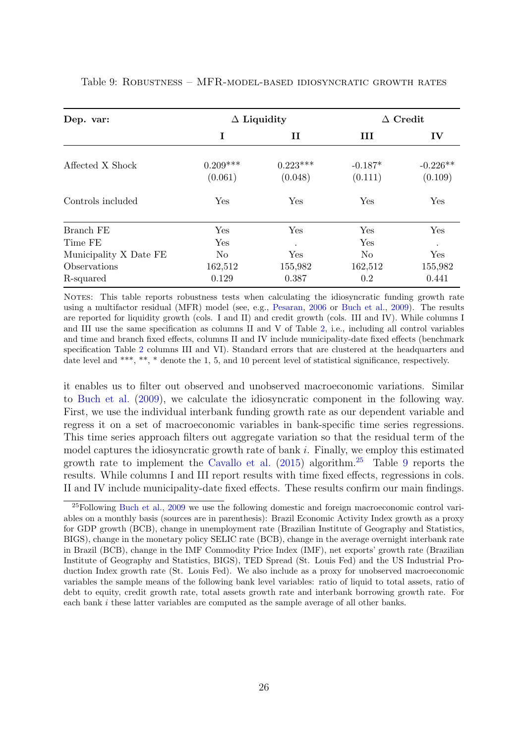Table 9: Robustness – MFR-model-based idiosyncratic growth rates

| **Dep. var:** | **∆ Liquidity** | | **∆ Credit** | |
|---|---|---|---|---|
| | **I** | **II** | **III** | **IV** |
| Affected X Shock | 0.209*** | 0.223*** | -0.187* | -0.226** |
| | (0.061) | (0.048) | (0.111) | (0.109) |
| Controls included | Yes | Yes | Yes | Yes |
| Branch FE | Yes | Yes | Yes | Yes |
| Time FE | Yes | . | Yes | . |
| Municipality X Date FE | No | Yes | No | Yes |
| Observations | 162,512 | 155,982 | 162,512 | 155,982 |
| R-squared | 0.129 | 0.387 | 0.2 | 0.441 |

Notes: This table reports robustness tests when calculating the idiosyncratic funding growth rate using a multifactor residual (MFR) model (see, e.g., Pesaran, 2006 or Buch et al., 2009). The results are reported for liquidity growth (cols. I and II) and credit growth (cols. III and IV). While columns I and III use the same specification as columns II and V of Table 2, i.e., including all control variables and time and branch fixed effects, columns II and IV include municipality-date fixed effects (benchmark specification Table 2 columns III and VI). Standard errors that are clustered at the headquarters and date level and ***, **, * denote the 1, 5, and 10 percent level of statistical significance, respectively.

it enables us to filter out observed and unobserved macroeconomic variations. Similar to Buch et al. (2009), we calculate the idiosyncratic component in the following way. First, we use the individual interbank funding growth rate as our dependent variable and regress it on a set of macroeconomic variables in bank-specific time series regressions. This time series approach filters out aggregate variation so that the residual term of the model captures the idiosyncratic growth rate of bank $i$. Finally, we employ this estimated growth rate to implement the Cavallo et al. (2015) algorithm.[25] Table 9 reports the results. While columns I and III report results with time fixed effects, regressions in cols. II and IV include municipality-date fixed effects. These results confirm our main findings.

[25] Following Buch et al., 2009 we use the following domestic and foreign macroeconomic control variables on a monthly basis (sources are in parenthesis): Brazil Economic Activity Index growth as a proxy for GDP growth (BCB), change in unemployment rate (Brazilian Institute of Geography and Statistics, BIGS), change in the monetary policy SELIC rate (BCB), change in the average overnight interbank rate in Brazil (BCB), change in the IMF Commodity Price Index (IMF), net exports' growth rate (Brazilian Institute of Geography and Statistics, BIGS), TED Spread (St. Louis Fed) and the US Industrial Production Index growth rate (St. Louis Fed). We also include as a proxy for unobserved macroeconomic variables the sample means of the following bank level variables: ratio of liquid to total assets, ratio of debt to equity, credit growth rate, total assets growth rate and interbank borrowing growth rate. For each bank $i$ these latter variables are computed as the sample average of all other banks.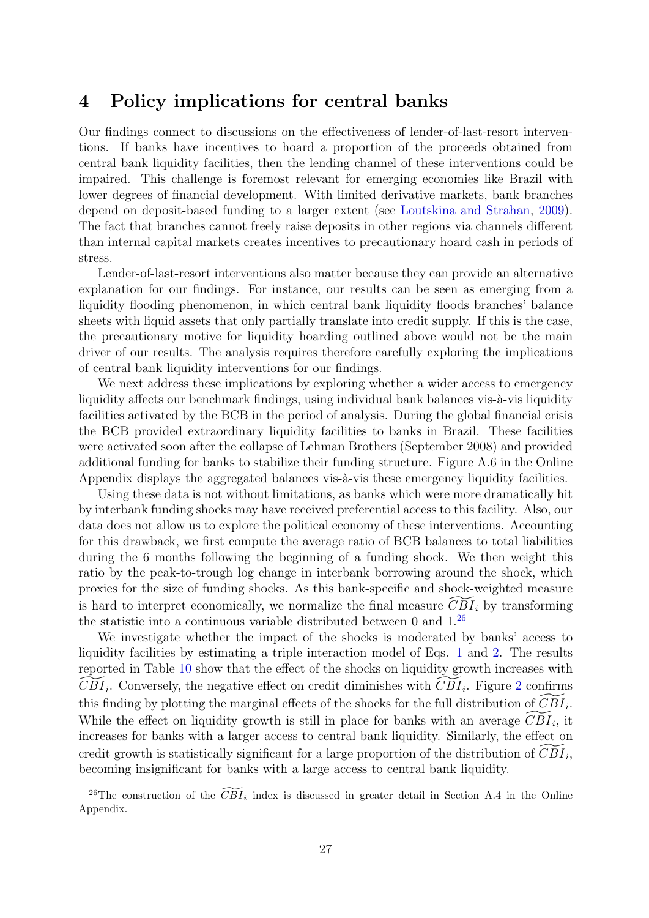## 4 Policy implications for central banks

Our findings connect to discussions on the effectiveness of lender-of-last-resort interventions. If banks have incentives to hoard a proportion of the proceeds obtained from central bank liquidity facilities, then the lending channel of these interventions could be impaired. This challenge is foremost relevant for emerging economies like Brazil with lower degrees of financial development. With limited derivative markets, bank branches depend on deposit-based funding to a larger extent (see Loutskina and Strahan, 2009). The fact that branches cannot freely raise deposits in other regions via channels different than internal capital markets creates incentives to precautionary hoard cash in periods of stress.

Lender-of-last-resort interventions also matter because they can provide an alternative explanation for our findings. For instance, our results can be seen as emerging from a liquidity flooding phenomenon, in which central bank liquidity floods branches' balance sheets with liquid assets that only partially translate into credit supply. If this is the case, the precautionary motive for liquidity hoarding outlined above would not be the main driver of our results. The analysis requires therefore carefully exploring the implications of central bank liquidity interventions for our findings.

We next address these implications by exploring whether a wider access to emergency liquidity affects our benchmark findings, using individual bank balances vis-à-vis liquidity facilities activated by the BCB in the period of analysis. During the global financial crisis the BCB provided extraordinary liquidity facilities to banks in Brazil. These facilities were activated soon after the collapse of Lehman Brothers (September 2008) and provided additional funding for banks to stabilize their funding structure. Figure A.6 in the Online Appendix displays the aggregated balances vis-à-vis these emergency liquidity facilities.

Using these data is not without limitations, as banks which were more dramatically hit by interbank funding shocks may have received preferential access to this facility. Also, our data does not allow us to explore the political economy of these interventions. Accounting for this drawback, we first compute the average ratio of BCB balances to total liabilities during the 6 months following the beginning of a funding shock. We then weight this ratio by the peak-to-trough log change in interbank borrowing around the shock, which proxies for the size of funding shocks. As this bank-specific and shock-weighted measure is hard to interpret economically, we normalize the final measure $\widetilde{CBI}_i$ by transforming the statistic into a continuous variable distributed between 0 and 1.[26]

We investigate whether the impact of the shocks is moderated by banks' access to liquidity facilities by estimating a triple interaction model of Eqs. 1 and 2. The results reported in Table 10 show that the effect of the shocks on liquidity growth increases with $\widetilde{CBI}_i$. Conversely, the negative effect on credit diminishes with $\widetilde{CBI}_i$. Figure 2 confirms this finding by plotting the marginal effects of the shocks for the full distribution of $\widetilde{CBI}_i$. While the effect on liquidity growth is still in place for banks with an average $\widetilde{CBI}_i$, it increases for banks with a larger access to central bank liquidity. Similarly, the effect on credit growth is statistically significant for a large proportion of the distribution of $\widetilde{CBI}_i$, becoming insignificant for banks with a large access to central bank liquidity.

[26] The construction of the $\widetilde{CBI}_i$ index is discussed in greater detail in Section A.4 in the Online Appendix.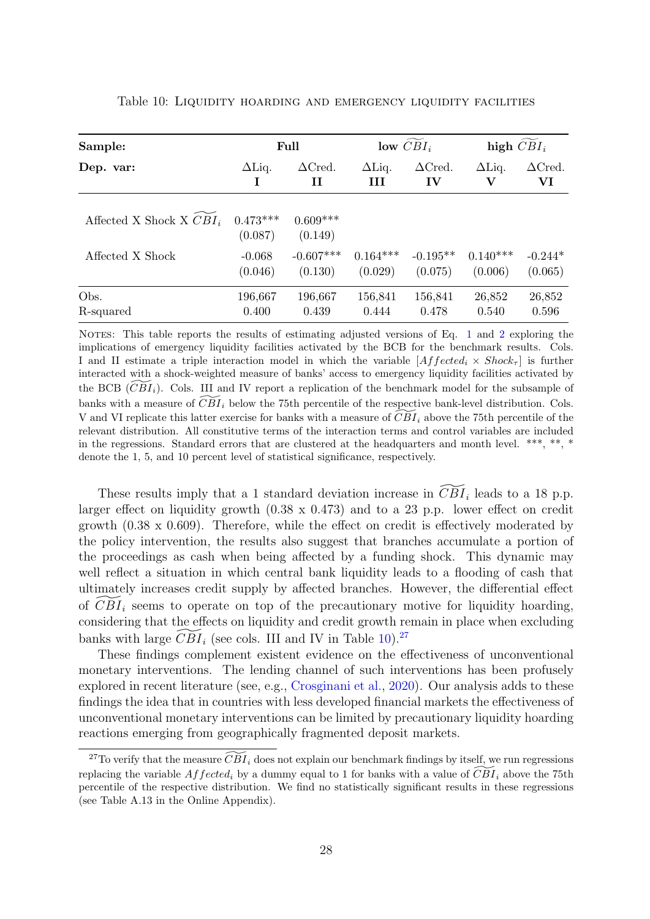Table 10: Liquidity hoarding and emergency liquidity facilities

| **Sample:** | **Full** | | **low $\widetilde{CBI}_i$** | | **high $\widetilde{CBI}_i$** | |
|---|---|---|---|---|---|---|
| **Dep. var:** | $\Delta$Liq. **I** | $\Delta$Cred. **II** | $\Delta$Liq. **III** | $\Delta$Cred. **IV** | $\Delta$Liq. **V** | $\Delta$Cred. **VI** |
| Affected X Shock X $\widetilde{CBI}_i$ | 0.473*** | 0.609*** | | | | |
| | (0.087) | (0.149) | | | | |
| Affected X Shock | -0.068 | -0.607*** | 0.164*** | -0.195** | 0.140*** | -0.244* |
| | (0.046) | (0.130) | (0.029) | (0.075) | (0.006) | (0.065) |
| Obs. | 196,667 | 196,667 | 156,841 | 156,841 | 26,852 | 26,852 |
| R-squared | 0.400 | 0.439 | 0.444 | 0.478 | 0.540 | 0.596 |

Notes: This table reports the results of estimating adjusted versions of Eq. 1 and 2 exploring the implications of emergency liquidity facilities activated by the BCB for the benchmark results. Cols. I and II estimate a triple interaction model in which the variable $[Affected_i \times Shock_\tau]$ is further interacted with a shock-weighted measure of banks' access to emergency liquidity facilities activated by the BCB ($\widetilde{CBI}_i$). Cols. III and IV report a replication of the benchmark model for the subsample of banks with a measure of $\widetilde{CBI}_i$ below the 75th percentile of the respective bank-level distribution. Cols. V and VI replicate this latter exercise for banks with a measure of $\widetilde{CBI}_i$ above the 75th percentile of the relevant distribution. All constitutive terms of the interaction terms and control variables are included in the regressions. Standard errors that are clustered at the headquarters and month level. ***, **, * denote the 1, 5, and 10 percent level of statistical significance, respectively.

These results imply that a 1 standard deviation increase in $\widetilde{CBI}_i$ leads to a 18 p.p. larger effect on liquidity growth (0.38 x 0.473) and to a 23 p.p. lower effect on credit growth (0.38 x 0.609). Therefore, while the effect on credit is effectively moderated by the policy intervention, the results also suggest that branches accumulate a portion of the proceedings as cash when being affected by a funding shock. This dynamic may well reflect a situation in which central bank liquidity leads to a flooding of cash that ultimately increases credit supply by affected branches. However, the differential effect of $\widetilde{CBI}_i$ seems to operate on top of the precautionary motive for liquidity hoarding, considering that the effects on liquidity and credit growth remain in place when excluding banks with large $\widetilde{CBI}_i$ (see cols. III and IV in Table 10).[27]

These findings complement existent evidence on the effectiveness of unconventional monetary interventions. The lending channel of such interventions has been profusely explored in recent literature (see, e.g., Crosginani et al., 2020). Our analysis adds to these findings the idea that in countries with less developed financial markets the effectiveness of unconventional monetary interventions can be limited by precautionary liquidity hoarding reactions emerging from geographically fragmented deposit markets.

[27] To verify that the measure $\widetilde{CBI}_i$ does not explain our benchmark findings by itself, we run regressions replacing the variable $Affected_i$ by a dummy equal to 1 for banks with a value of $\widetilde{CBI}_i$ above the 75th percentile of the respective distribution. We find no statistically significant results in these regressions (see Table A.13 in the Online Appendix).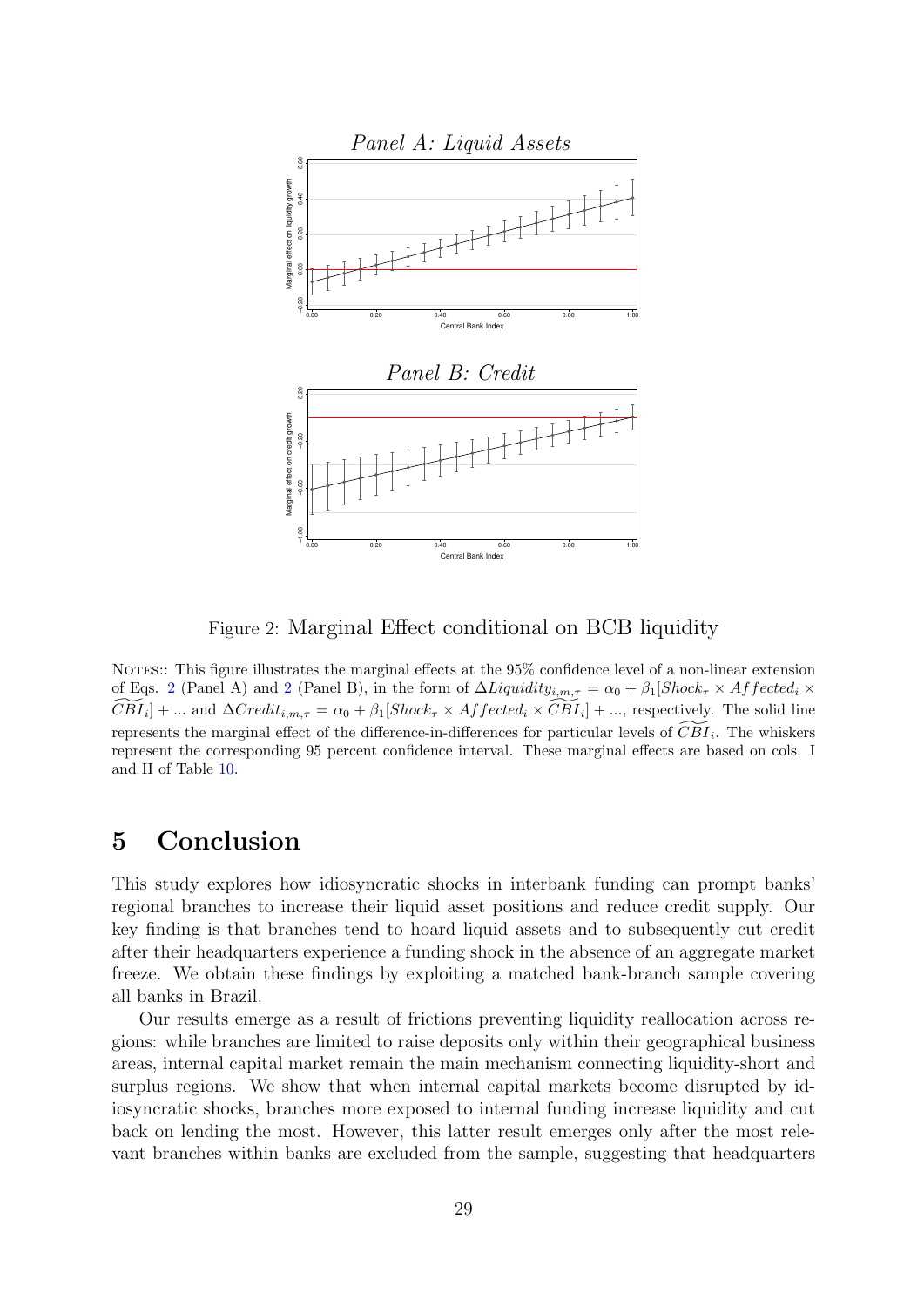*Panel A: Liquid Assets*

*Panel B: Credit*

Figure 2: Marginal Effect conditional on BCB liquidity

NOTES:: This figure illustrates the marginal effects at the 95% confidence level of a non-linear extension of Eqs. 2 (Panel A) and 2 (Panel B), in the form of $\Delta Liquidity_{i,m,\tau} = \alpha_0 + \beta_1[Shock_\tau \times Affected_i \times \widetilde{CBI_i}] + ...$ and $\Delta Credit_{i,m,\tau} = \alpha_0 + \beta_1[Shock_\tau \times Affected_i \times \widetilde{CBI_i}] + ...$, respectively. The solid line represents the marginal effect of the difference-in-differences for particular levels of $\widetilde{CBI_i}$. The whiskers represent the corresponding 95 percent confidence interval. These marginal effects are based on cols. I and II of Table 10.

# 5 Conclusion

This study explores how idiosyncratic shocks in interbank funding can prompt banks' regional branches to increase their liquid asset positions and reduce credit supply. Our key finding is that branches tend to hoard liquid assets and to subsequently cut credit after their headquarters experience a funding shock in the absence of an aggregate market freeze. We obtain these findings by exploiting a matched bank-branch sample covering all banks in Brazil.

Our results emerge as a result of frictions preventing liquidity reallocation across regions: while branches are limited to raise deposits only within their geographical business areas, internal capital market remain the main mechanism connecting liquidity-short and surplus regions. We show that when internal capital markets become disrupted by idiosyncratic shocks, branches more exposed to internal funding increase liquidity and cut back on lending the most. However, this latter result emerges only after the most relevant branches within banks are excluded from the sample, suggesting that headquarters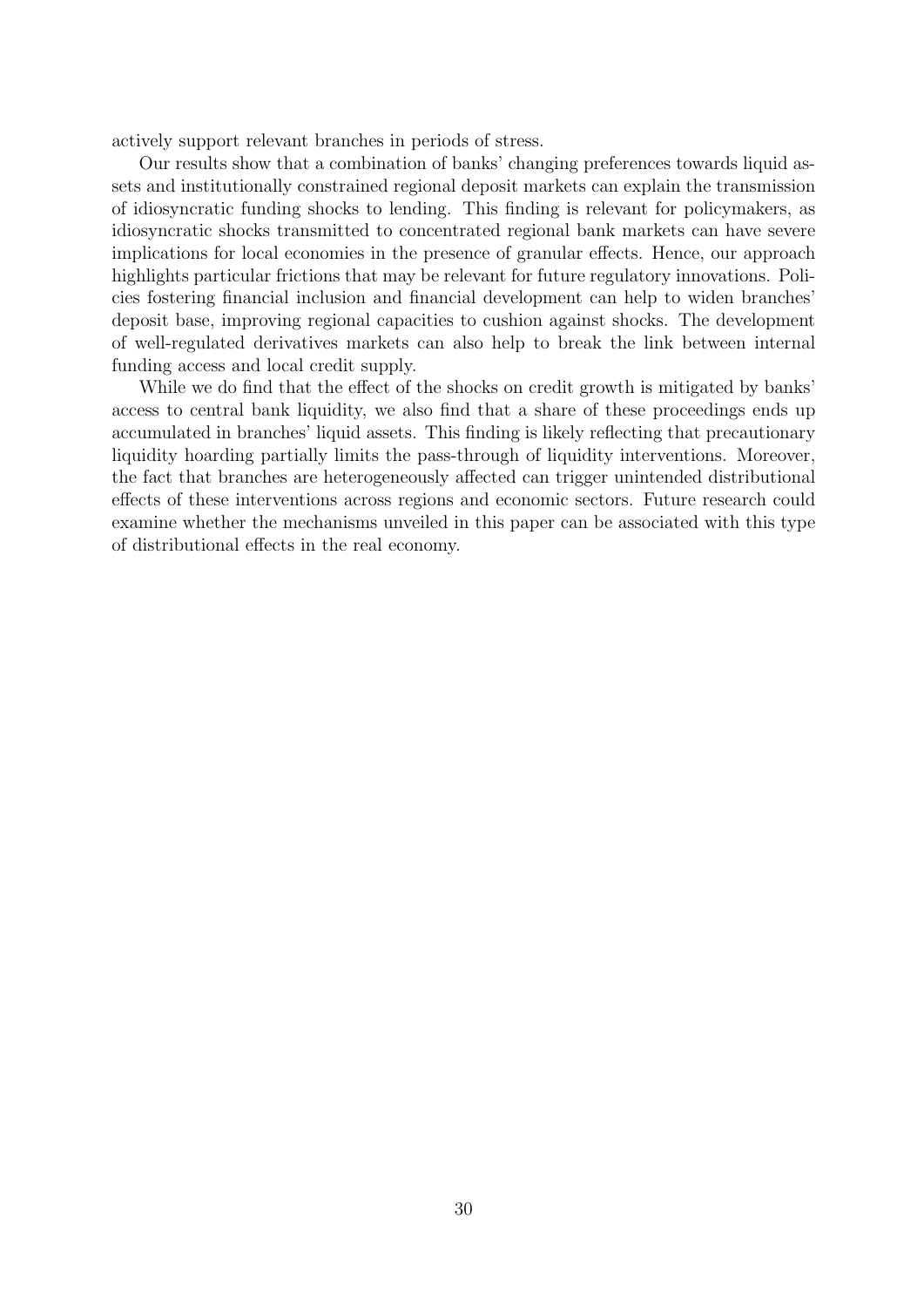actively support relevant branches in periods of stress.

Our results show that a combination of banks' changing preferences towards liquid assets and institutionally constrained regional deposit markets can explain the transmission of idiosyncratic funding shocks to lending. This finding is relevant for policymakers, as idiosyncratic shocks transmitted to concentrated regional bank markets can have severe implications for local economies in the presence of granular effects. Hence, our approach highlights particular frictions that may be relevant for future regulatory innovations. Policies fostering financial inclusion and financial development can help to widen branches' deposit base, improving regional capacities to cushion against shocks. The development of well-regulated derivatives markets can also help to break the link between internal funding access and local credit supply.

While we do find that the effect of the shocks on credit growth is mitigated by banks' access to central bank liquidity, we also find that a share of these proceedings ends up accumulated in branches' liquid assets. This finding is likely reflecting that precautionary liquidity hoarding partially limits the pass-through of liquidity interventions. Moreover, the fact that branches are heterogeneously affected can trigger unintended distributional effects of these interventions across regions and economic sectors. Future research could examine whether the mechanisms unveiled in this paper can be associated with this type of distributional effects in the real economy.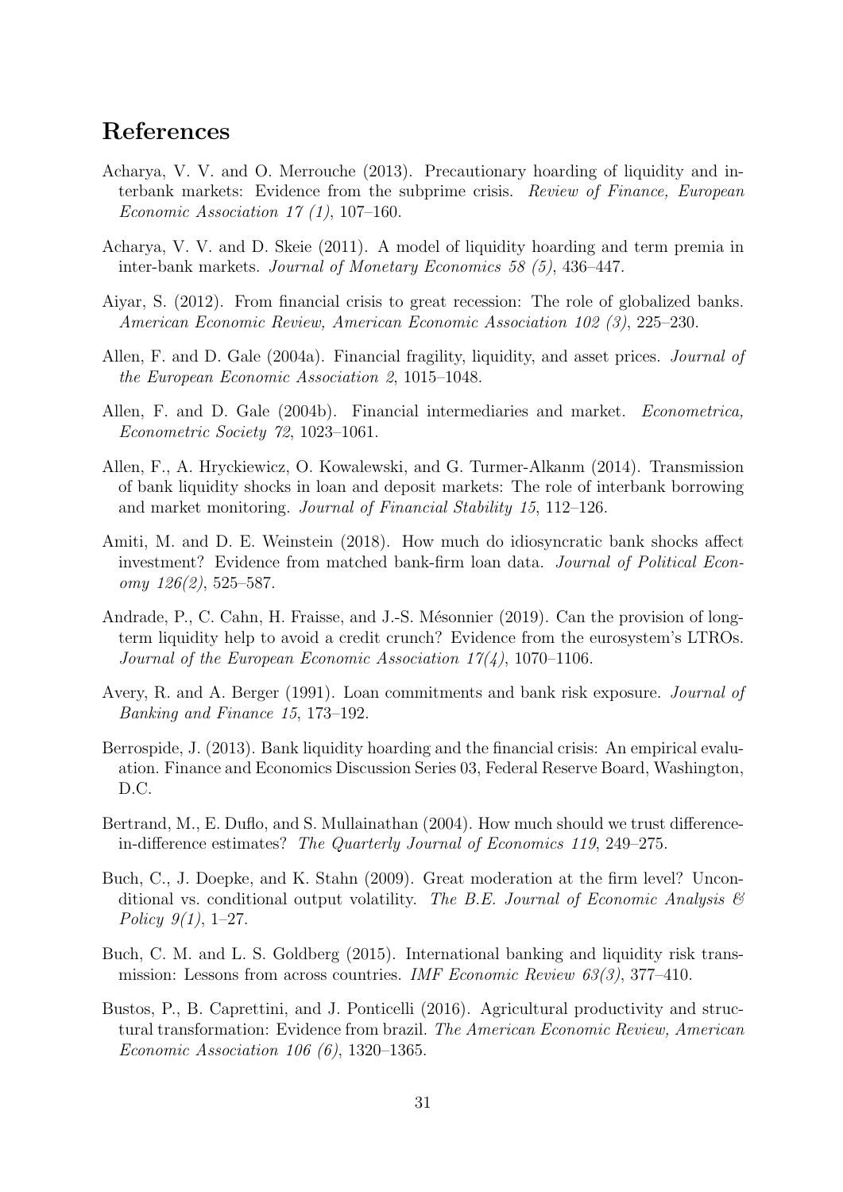# References

Acharya, V. V. and O. Merrouche (2013). Precautionary hoarding of liquidity and interbank markets: Evidence from the subprime crisis. *Review of Finance, European Economic Association 17 (1)*, 107–160.

Acharya, V. V. and D. Skeie (2011). A model of liquidity hoarding and term premia in inter-bank markets. *Journal of Monetary Economics 58 (5)*, 436–447.

Aiyar, S. (2012). From financial crisis to great recession: The role of globalized banks. *American Economic Review, American Economic Association 102 (3)*, 225–230.

Allen, F. and D. Gale (2004a). Financial fragility, liquidity, and asset prices. *Journal of the European Economic Association 2*, 1015–1048.

Allen, F. and D. Gale (2004b). Financial intermediaries and market. *Econometrica, Econometric Society 72*, 1023–1061.

Allen, F., A. Hryckiewicz, O. Kowalewski, and G. Turmer-Alkanm (2014). Transmission of bank liquidity shocks in loan and deposit markets: The role of interbank borrowing and market monitoring. *Journal of Financial Stability 15*, 112–126.

Amiti, M. and D. E. Weinstein (2018). How much do idiosyncratic bank shocks affect investment? Evidence from matched bank-firm loan data. *Journal of Political Economy 126(2)*, 525–587.

Andrade, P., C. Cahn, H. Fraisse, and J.-S. Mésonnier (2019). Can the provision of long-term liquidity help to avoid a credit crunch? Evidence from the eurosystem's LTROs. *Journal of the European Economic Association 17(4)*, 1070–1106.

Avery, R. and A. Berger (1991). Loan commitments and bank risk exposure. *Journal of Banking and Finance 15*, 173–192.

Berrospide, J. (2013). Bank liquidity hoarding and the financial crisis: An empirical evaluation. Finance and Economics Discussion Series 03, Federal Reserve Board, Washington, D.C.

Bertrand, M., E. Duflo, and S. Mullainathan (2004). How much should we trust difference-in-difference estimates? *The Quarterly Journal of Economics 119*, 249–275.

Buch, C., J. Doepke, and K. Stahn (2009). Great moderation at the firm level? Unconditional vs. conditional output volatility. *The B.E. Journal of Economic Analysis & Policy 9(1)*, 1–27.

Buch, C. M. and L. S. Goldberg (2015). International banking and liquidity risk transmission: Lessons from across countries. *IMF Economic Review 63(3)*, 377–410.

Bustos, P., B. Caprettini, and J. Ponticelli (2016). Agricultural productivity and structural transformation: Evidence from brazil. *The American Economic Review, American Economic Association 106 (6)*, 1320–1365.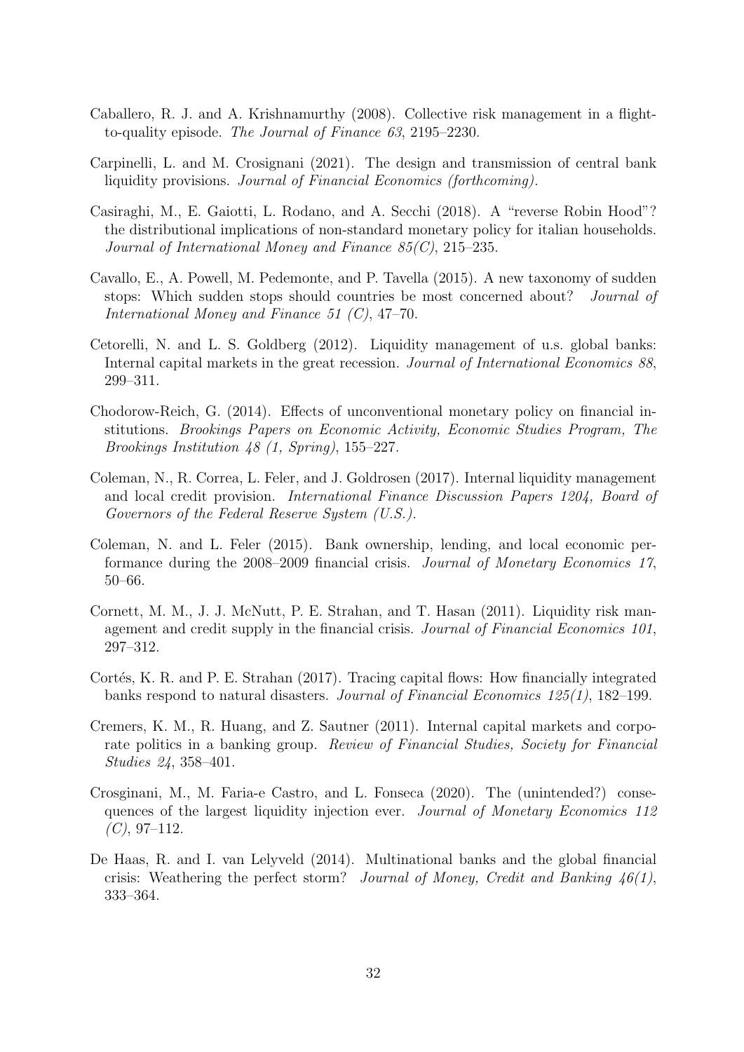Caballero, R. J. and A. Krishnamurthy (2008). Collective risk management in a flight-to-quality episode. *The Journal of Finance 63*, 2195–2230.

Carpinelli, L. and M. Crosignani (2021). The design and transmission of central bank liquidity provisions. *Journal of Financial Economics (forthcoming)*.

Casiraghi, M., E. Gaiotti, L. Rodano, and A. Secchi (2018). A "reverse Robin Hood"? the distributional implications of non-standard monetary policy for italian households. *Journal of International Money and Finance 85(C)*, 215–235.

Cavallo, E., A. Powell, M. Pedemonte, and P. Tavella (2015). A new taxonomy of sudden stops: Which sudden stops should countries be most concerned about? *Journal of International Money and Finance 51 (C)*, 47–70.

Cetorelli, N. and L. S. Goldberg (2012). Liquidity management of u.s. global banks: Internal capital markets in the great recession. *Journal of International Economics 88*, 299–311.

Chodorow-Reich, G. (2014). Effects of unconventional monetary policy on financial institutions. *Brookings Papers on Economic Activity, Economic Studies Program, The Brookings Institution 48 (1, Spring)*, 155–227.

Coleman, N., R. Correa, L. Feler, and J. Goldrosen (2017). Internal liquidity management and local credit provision. *International Finance Discussion Papers 1204, Board of Governors of the Federal Reserve System (U.S.)*.

Coleman, N. and L. Feler (2015). Bank ownership, lending, and local economic performance during the 2008–2009 financial crisis. *Journal of Monetary Economics 17*, 50–66.

Cornett, M. M., J. J. McNutt, P. E. Strahan, and T. Hasan (2011). Liquidity risk management and credit supply in the financial crisis. *Journal of Financial Economics 101*, 297–312.

Cortés, K. R. and P. E. Strahan (2017). Tracing capital flows: How financially integrated banks respond to natural disasters. *Journal of Financial Economics 125(1)*, 182–199.

Cremers, K. M., R. Huang, and Z. Sautner (2011). Internal capital markets and corporate politics in a banking group. *Review of Financial Studies, Society for Financial Studies 24*, 358–401.

Crosginani, M., M. Faria-e Castro, and L. Fonseca (2020). The (unintended?) consequences of the largest liquidity injection ever. *Journal of Monetary Economics 112 (C)*, 97–112.

De Haas, R. and I. van Lelyveld (2014). Multinational banks and the global financial crisis: Weathering the perfect storm? *Journal of Money, Credit and Banking 46(1)*, 333–364.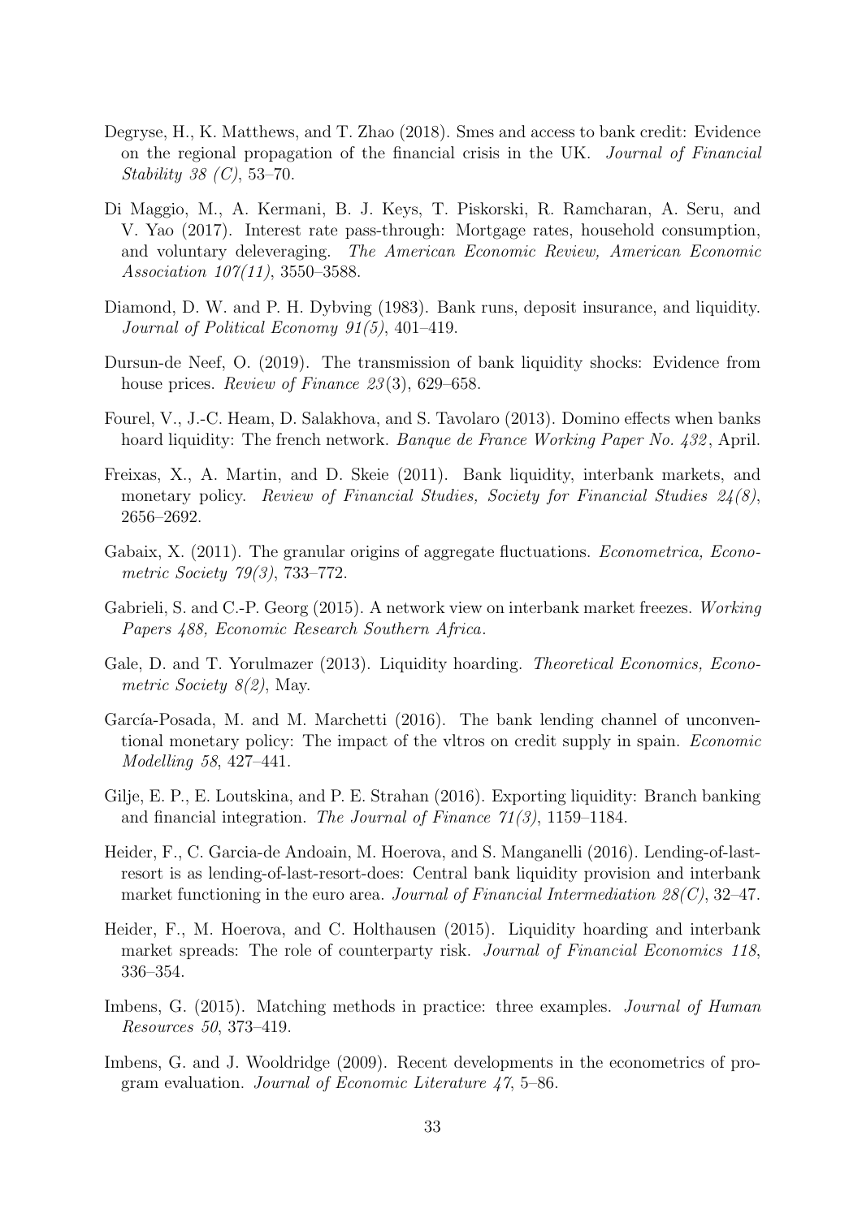Degryse, H., K. Matthews, and T. Zhao (2018). Smes and access to bank credit: Evidence on the regional propagation of the financial crisis in the UK. *Journal of Financial Stability 38 (C)*, 53–70.

Di Maggio, M., A. Kermani, B. J. Keys, T. Piskorski, R. Ramcharan, A. Seru, and V. Yao (2017). Interest rate pass-through: Mortgage rates, household consumption, and voluntary deleveraging. *The American Economic Review, American Economic Association 107(11)*, 3550–3588.

Diamond, D. W. and P. H. Dybving (1983). Bank runs, deposit insurance, and liquidity. *Journal of Political Economy 91(5)*, 401–419.

Dursun-de Neef, O. (2019). The transmission of bank liquidity shocks: Evidence from house prices. *Review of Finance 23*(3), 629–658.

Fourel, V., J.-C. Heam, D. Salakhova, and S. Tavolaro (2013). Domino effects when banks hoard liquidity: The french network. *Banque de France Working Paper No. 432*, April.

Freixas, X., A. Martin, and D. Skeie (2011). Bank liquidity, interbank markets, and monetary policy. *Review of Financial Studies, Society for Financial Studies 24(8)*, 2656–2692.

Gabaix, X. (2011). The granular origins of aggregate fluctuations. *Econometrica, Econometric Society 79(3)*, 733–772.

Gabrieli, S. and C.-P. Georg (2015). A network view on interbank market freezes. *Working Papers 488, Economic Research Southern Africa*.

Gale, D. and T. Yorulmazer (2013). Liquidity hoarding. *Theoretical Economics, Econometric Society 8(2)*, May.

García-Posada, M. and M. Marchetti (2016). The bank lending channel of unconventional monetary policy: The impact of the vltros on credit supply in spain. *Economic Modelling 58*, 427–441.

Gilje, E. P., E. Loutskina, and P. E. Strahan (2016). Exporting liquidity: Branch banking and financial integration. *The Journal of Finance 71(3)*, 1159–1184.

Heider, F., C. Garcia-de Andoain, M. Hoerova, and S. Manganelli (2016). Lending-of-last-resort is as lending-of-last-resort-does: Central bank liquidity provision and interbank market functioning in the euro area. *Journal of Financial Intermediation 28(C)*, 32–47.

Heider, F., M. Hoerova, and C. Holthausen (2015). Liquidity hoarding and interbank market spreads: The role of counterparty risk. *Journal of Financial Economics 118*, 336–354.

Imbens, G. (2015). Matching methods in practice: three examples. *Journal of Human Resources 50*, 373–419.

Imbens, G. and J. Wooldridge (2009). Recent developments in the econometrics of program evaluation. *Journal of Economic Literature 47*, 5–86.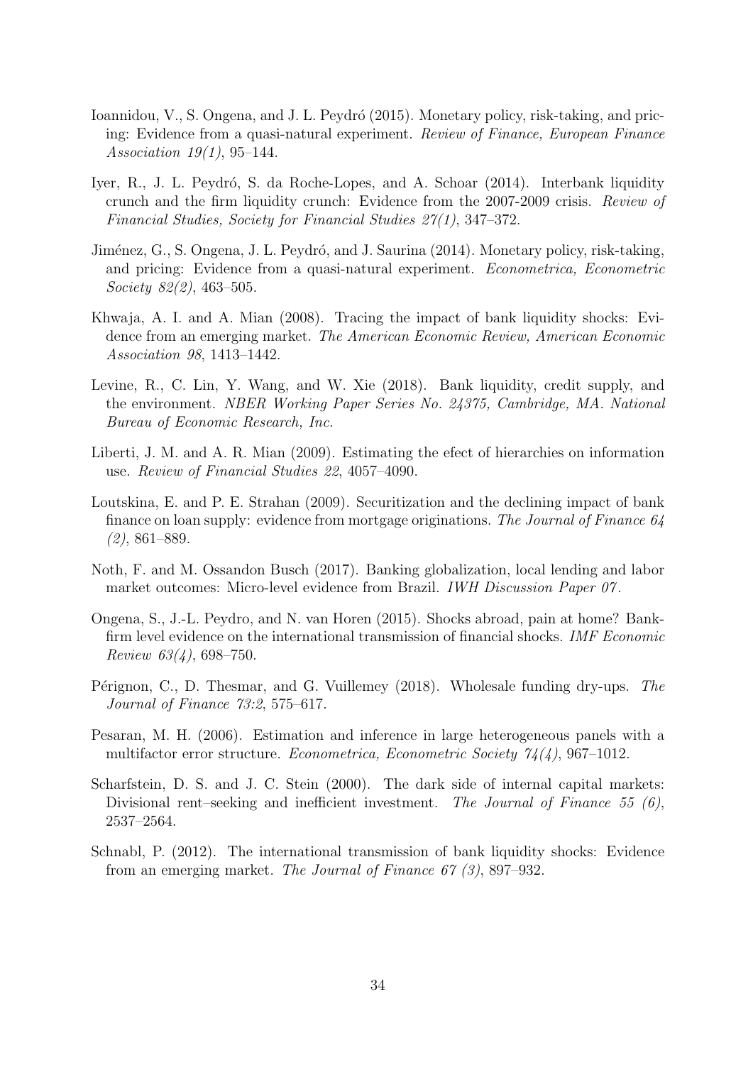Ioannidou, V., S. Ongena, and J. L. Peydró (2015). Monetary policy, risk-taking, and pricing: Evidence from a quasi-natural experiment. *Review of Finance, European Finance Association 19(1)*, 95–144.

Iyer, R., J. L. Peydró, S. da Roche-Lopes, and A. Schoar (2014). Interbank liquidity crunch and the firm liquidity crunch: Evidence from the 2007-2009 crisis. *Review of Financial Studies, Society for Financial Studies 27(1)*, 347–372.

Jiménez, G., S. Ongena, J. L. Peydró, and J. Saurina (2014). Monetary policy, risk-taking, and pricing: Evidence from a quasi-natural experiment. *Econometrica, Econometric Society 82(2)*, 463–505.

Khwaja, A. I. and A. Mian (2008). Tracing the impact of bank liquidity shocks: Evidence from an emerging market. *The American Economic Review, American Economic Association 98*, 1413–1442.

Levine, R., C. Lin, Y. Wang, and W. Xie (2018). Bank liquidity, credit supply, and the environment. *NBER Working Paper Series No. 24375, Cambridge, MA. National Bureau of Economic Research, Inc.*

Liberti, J. M. and A. R. Mian (2009). Estimating the efect of hierarchies on information use. *Review of Financial Studies 22*, 4057–4090.

Loutskina, E. and P. E. Strahan (2009). Securitization and the declining impact of bank finance on loan supply: evidence from mortgage originations. *The Journal of Finance 64 (2)*, 861–889.

Noth, F. and M. Ossandon Busch (2017). Banking globalization, local lending and labor market outcomes: Micro-level evidence from Brazil. *IWH Discussion Paper 07*.

Ongena, S., J.-L. Peydro, and N. van Horen (2015). Shocks abroad, pain at home? Bank-firm level evidence on the international transmission of financial shocks. *IMF Economic Review 63(4)*, 698–750.

Pérignon, C., D. Thesmar, and G. Vuillemey (2018). Wholesale funding dry-ups. *The Journal of Finance 73:2*, 575–617.

Pesaran, M. H. (2006). Estimation and inference in large heterogeneous panels with a multifactor error structure. *Econometrica, Econometric Society 74(4)*, 967–1012.

Scharfstein, D. S. and J. C. Stein (2000). The dark side of internal capital markets: Divisional rent–seeking and inefficient investment. *The Journal of Finance 55 (6)*, 2537–2564.

Schnabl, P. (2012). The international transmission of bank liquidity shocks: Evidence from an emerging market. *The Journal of Finance 67 (3)*, 897–932.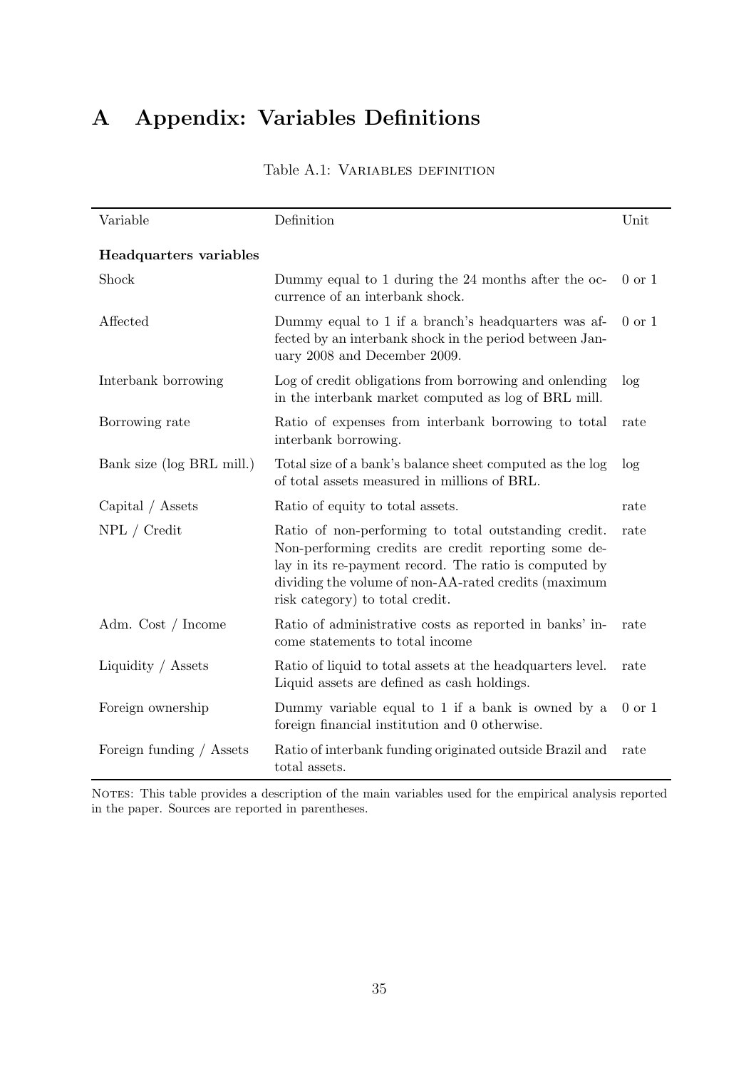# A Appendix: Variables Definitions

Table A.1: Variables definition

| Variable | Definition | Unit |
|---|---|---|
| **Headquarters variables** | | |
| Shock | Dummy equal to 1 during the 24 months after the occurrence of an interbank shock. | 0 or 1 |
| Affected | Dummy equal to 1 if a branch's headquarters was affected by an interbank shock in the period between January 2008 and December 2009. | 0 or 1 |
| Interbank borrowing | Log of credit obligations from borrowing and onlending in the interbank market computed as log of BRL mill. | log |
| Borrowing rate | Ratio of expenses from interbank borrowing to total interbank borrowing. | rate |
| Bank size (log BRL mill.) | Total size of a bank's balance sheet computed as the log of total assets measured in millions of BRL. | log |
| Capital / Assets | Ratio of equity to total assets. | rate |
| NPL / Credit | Ratio of non-performing to total outstanding credit. Non-performing credits are credit reporting some delay in its re-payment record. The ratio is computed by dividing the volume of non-AA-rated credits (maximum risk category) to total credit. | rate |
| Adm. Cost / Income | Ratio of administrative costs as reported in banks' income statements to total income | rate |
| Liquidity / Assets | Ratio of liquid to total assets at the headquarters level. Liquid assets are defined as cash holdings. | rate |
| Foreign ownership | Dummy variable equal to 1 if a bank is owned by a foreign financial institution and 0 otherwise. | 0 or 1 |
| Foreign funding / Assets | Ratio of interbank funding originated outside Brazil and total assets. | rate |

Notes: This table provides a description of the main variables used for the empirical analysis reported in the paper. Sources are reported in parentheses.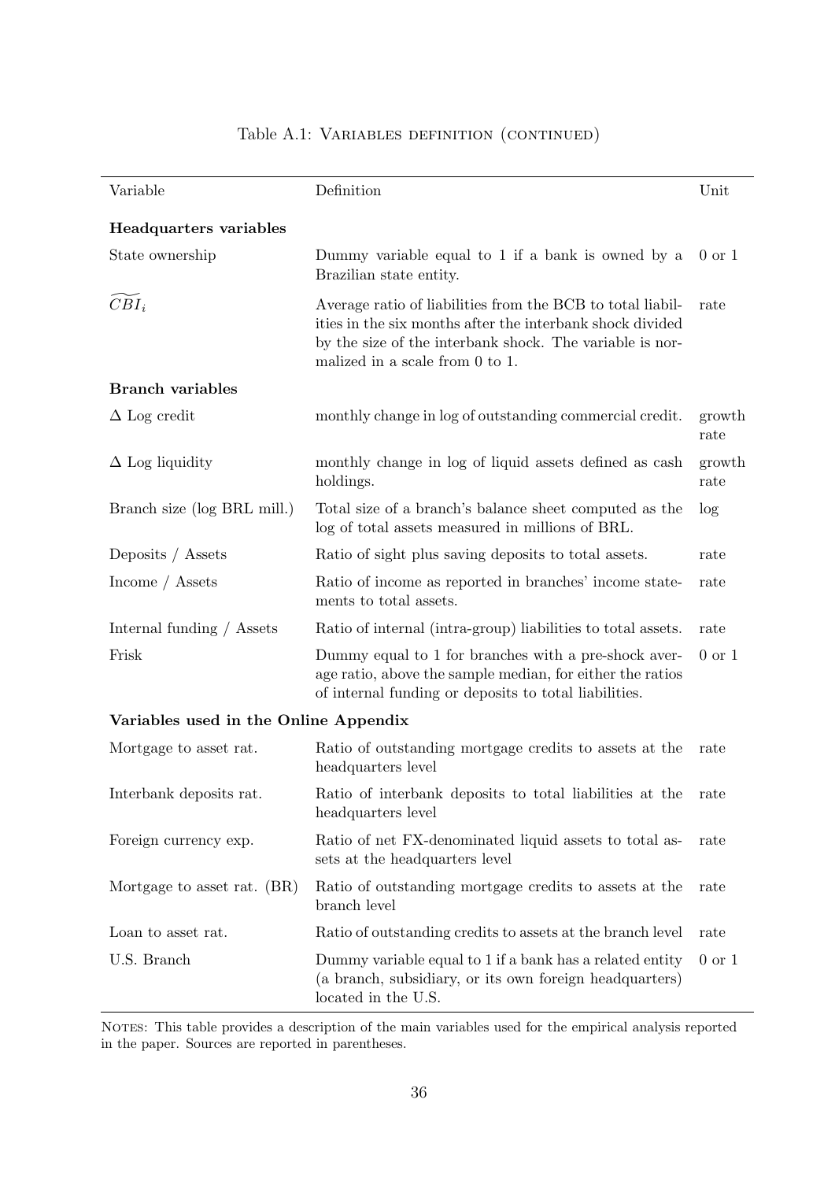Table A.1: VARIABLES DEFINITION (CONTINUED)

| Variable | Definition | Unit |
|---|---|---|
| **Headquarters variables** | | |
| State ownership | Dummy variable equal to 1 if a bank is owned by a Brazilian state entity. | 0 or 1 |
| $\widetilde{CBI}_i$ | Average ratio of liabilities from the BCB to total liabilities in the six months after the interbank shock divided by the size of the interbank shock. The variable is normalized in a scale from 0 to 1. | rate |
| **Branch variables** | | |
| $\Delta$ Log credit | monthly change in log of outstanding commercial credit. | growth rate |
| $\Delta$ Log liquidity | monthly change in log of liquid assets defined as cash holdings. | growth rate |
| Branch size (log BRL mill.) | Total size of a branch's balance sheet computed as the log of total assets measured in millions of BRL. | log |
| Deposits / Assets | Ratio of sight plus saving deposits to total assets. | rate |
| Income / Assets | Ratio of income as reported in branches' income statements to total assets. | rate |
| Internal funding / Assets | Ratio of internal (intra-group) liabilities to total assets. | rate |
| Frisk | Dummy equal to 1 for branches with a pre-shock average ratio, above the sample median, for either the ratios of internal funding or deposits to total liabilities. | 0 or 1 |
| **Variables used in the Online Appendix** | | |
| Mortgage to asset rat. | Ratio of outstanding mortgage credits to assets at the headquarters level | rate |
| Interbank deposits rat. | Ratio of interbank deposits to total liabilities at the headquarters level | rate |
| Foreign currency exp. | Ratio of net FX-denominated liquid assets to total assets at the headquarters level | rate |
| Mortgage to asset rat. (BR) | Ratio of outstanding mortgage credits to assets at the branch level | rate |
| Loan to asset rat. | Ratio of outstanding credits to assets at the branch level | rate |
| U.S. Branch | Dummy variable equal to 1 if a bank has a related entity (a branch, subsidiary, or its own foreign headquarters) located in the U.S. | 0 or 1 |

NOTES: This table provides a description of the main variables used for the empirical analysis reported in the paper. Sources are reported in parentheses.